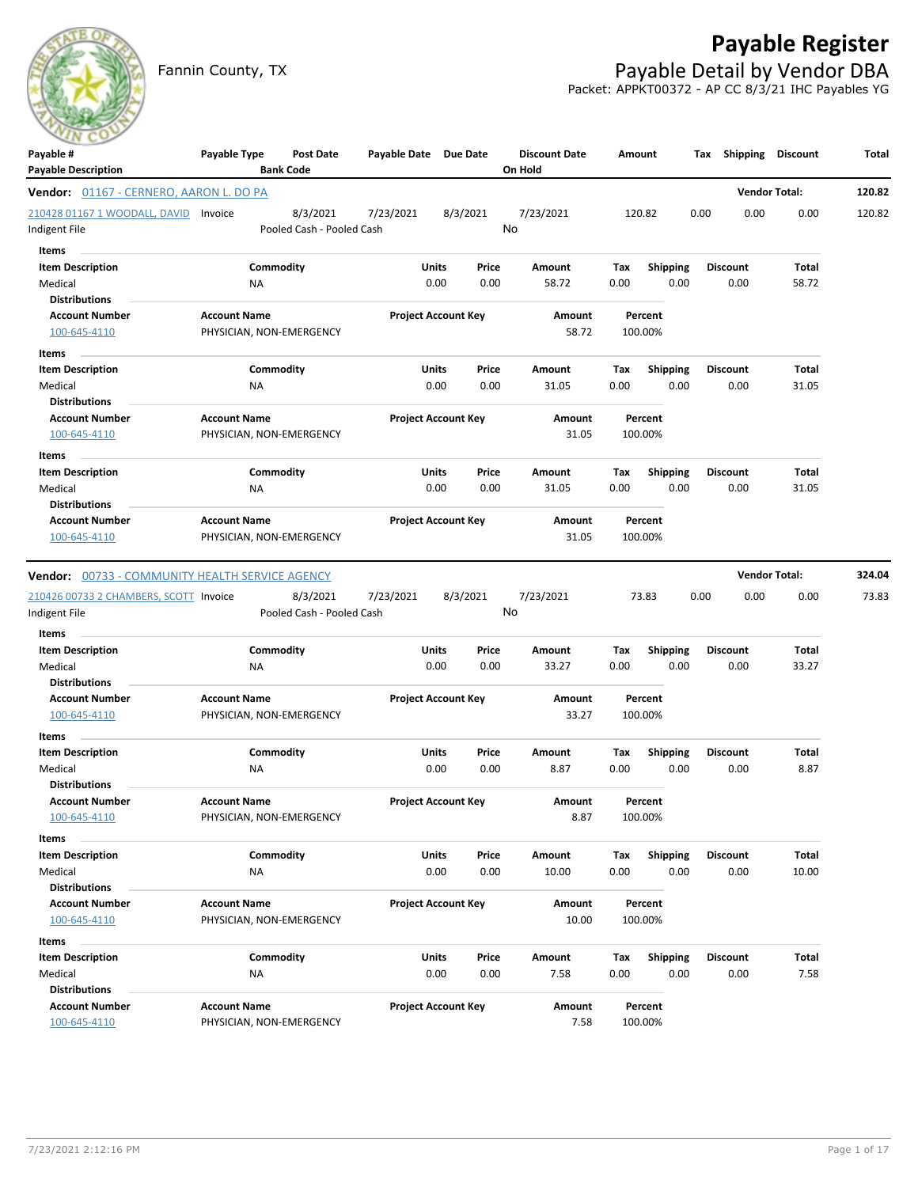# Payable Register

## Payable Detail by Vendor DBA

Fannin County, TX

Packet: APPKT00372 - AP CC 8/3/21 IHC Payables YG

| Payable # / Payable Description | Payable Type | Post Date / Bank Code | Payable Date | Due Date | Discount Date / On Hold | Amount | Tax | Shipping | Discount | Total |
|---|---|---|---|---|---|---|---|---|---|---|

**Vendor: 01167 - CERNERO, AARON L. DO PA** — Vendor Total: **120.82**

| Payable # | Payable Type | Post Date | Payable Date | Due Date | Discount Date | Amount | Tax | Shipping | Discount | Total |
|---|---|---|---|---|---|---|---|---|---|---|
| 210428 01167 1 WOODALL, DAVID | Invoice | 8/3/2021 | 7/23/2021 | 8/3/2021 | 7/23/2021 | 120.82 | 0.00 | 0.00 | 0.00 | 120.82 |
| Indigent File | | Pooled Cash - Pooled Cash | | | No | | | | | |

**Items**

| Item Description | Commodity | Units | Price | Amount | Tax | Shipping | Discount | Total |
|---|---|---|---|---|---|---|---|---|
| Medical | NA | 0.00 | 0.00 | 58.72 | 0.00 | 0.00 | 0.00 | 58.72 |

**Distributions**

| Account Number | Account Name | Project Account Key | Amount | Percent |
|---|---|---|---|---|
| 100-645-4110 | PHYSICIAN, NON-EMERGENCY | | 58.72 | 100.00% |

**Items**

| Item Description | Commodity | Units | Price | Amount | Tax | Shipping | Discount | Total |
|---|---|---|---|---|---|---|---|---|
| Medical | NA | 0.00 | 0.00 | 31.05 | 0.00 | 0.00 | 0.00 | 31.05 |

**Distributions**

| Account Number | Account Name | Project Account Key | Amount | Percent |
|---|---|---|---|---|
| 100-645-4110 | PHYSICIAN, NON-EMERGENCY | | 31.05 | 100.00% |

**Items**

| Item Description | Commodity | Units | Price | Amount | Tax | Shipping | Discount | Total |
|---|---|---|---|---|---|---|---|---|
| Medical | NA | 0.00 | 0.00 | 31.05 | 0.00 | 0.00 | 0.00 | 31.05 |

**Distributions**

| Account Number | Account Name | Project Account Key | Amount | Percent |
|---|---|---|---|---|
| 100-645-4110 | PHYSICIAN, NON-EMERGENCY | | 31.05 | 100.00% |

**Vendor: 00733 - COMMUNITY HEALTH SERVICE AGENCY** — Vendor Total: **324.04**

| Payable # | Payable Type | Post Date | Payable Date | Due Date | Discount Date | Amount | Tax | Shipping | Discount | Total |
|---|---|---|---|---|---|---|---|---|---|---|
| 210426 00733 2 CHAMBERS, SCOTT | Invoice | 8/3/2021 | 7/23/2021 | 8/3/2021 | 7/23/2021 | 73.83 | 0.00 | 0.00 | 0.00 | 73.83 |
| Indigent File | | Pooled Cash - Pooled Cash | | | No | | | | | |

**Items**

| Item Description | Commodity | Units | Price | Amount | Tax | Shipping | Discount | Total |
|---|---|---|---|---|---|---|---|---|
| Medical | NA | 0.00 | 0.00 | 33.27 | 0.00 | 0.00 | 0.00 | 33.27 |

**Distributions**

| Account Number | Account Name | Project Account Key | Amount | Percent |
|---|---|---|---|---|
| 100-645-4110 | PHYSICIAN, NON-EMERGENCY | | 33.27 | 100.00% |

**Items**

| Item Description | Commodity | Units | Price | Amount | Tax | Shipping | Discount | Total |
|---|---|---|---|---|---|---|---|---|
| Medical | NA | 0.00 | 0.00 | 8.87 | 0.00 | 0.00 | 0.00 | 8.87 |

**Distributions**

| Account Number | Account Name | Project Account Key | Amount | Percent |
|---|---|---|---|---|
| 100-645-4110 | PHYSICIAN, NON-EMERGENCY | | 8.87 | 100.00% |

**Items**

| Item Description | Commodity | Units | Price | Amount | Tax | Shipping | Discount | Total |
|---|---|---|---|---|---|---|---|---|
| Medical | NA | 0.00 | 0.00 | 10.00 | 0.00 | 0.00 | 0.00 | 10.00 |

**Distributions**

| Account Number | Account Name | Project Account Key | Amount | Percent |
|---|---|---|---|---|
| 100-645-4110 | PHYSICIAN, NON-EMERGENCY | | 10.00 | 100.00% |

**Items**

| Item Description | Commodity | Units | Price | Amount | Tax | Shipping | Discount | Total |
|---|---|---|---|---|---|---|---|---|
| Medical | NA | 0.00 | 0.00 | 7.58 | 0.00 | 0.00 | 0.00 | 7.58 |

**Distributions**

| Account Number | Account Name | Project Account Key | Amount | Percent |
|---|---|---|---|---|
| 100-645-4110 | PHYSICIAN, NON-EMERGENCY | | 7.58 | 100.00% |

7/23/2021 2:12:16 PM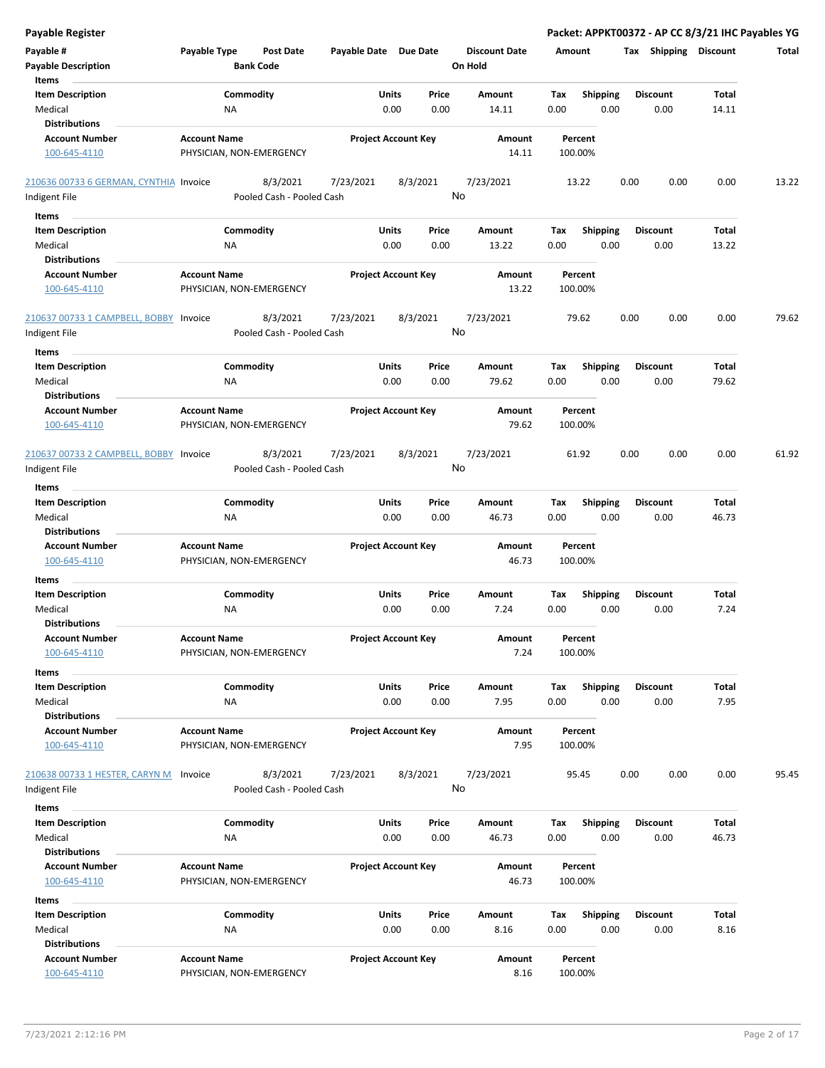**Payable Register** — **Packet: APPKT00372 - AP CC 8/3/21 IHC Payables YG**

| Payable # | Payable Type | Post Date | Payable Date | Due Date | Discount Date | Amount | Tax | Shipping | Discount | Total |
|---|---|---|---|---|---|---|---|---|---|---|
| Payable Description | | Bank Code | | | On Hold | | | | | |

**Items**

| Item Description | Commodity | Units | Price | Amount | Tax | Shipping | Discount | Total |
|---|---|---|---|---|---|---|---|---|
| Medical | NA | 0.00 | 0.00 | 14.11 | 0.00 | 0.00 | 0.00 | 14.11 |

**Distributions**

| Account Number | Account Name | Project Account Key | Amount | Percent |
|---|---|---|---|---|
| 100-645-4110 | PHYSICIAN, NON-EMERGENCY | | 14.11 | 100.00% |

| Payable # | Payable Type | Post Date | Payable Date | Due Date | Discount Date | Amount | Tax | Shipping | Discount | Total |
|---|---|---|---|---|---|---|---|---|---|---|
| 210636 00733 6 GERMAN, CYNTHIA | Invoice | 8/3/2021 | 7/23/2021 | 8/3/2021 | 7/23/2021 | 13.22 | 0.00 | 0.00 | 0.00 | 13.22 |
| Indigent File | | Pooled Cash - Pooled Cash | | | No | | | | | |

**Items**

| Item Description | Commodity | Units | Price | Amount | Tax | Shipping | Discount | Total |
|---|---|---|---|---|---|---|---|---|
| Medical | NA | 0.00 | 0.00 | 13.22 | 0.00 | 0.00 | 0.00 | 13.22 |

**Distributions**

| Account Number | Account Name | Project Account Key | Amount | Percent |
|---|---|---|---|---|
| 100-645-4110 | PHYSICIAN, NON-EMERGENCY | | 13.22 | 100.00% |

| Payable # | Payable Type | Post Date | Payable Date | Due Date | Discount Date | Amount | Tax | Shipping | Discount | Total |
|---|---|---|---|---|---|---|---|---|---|---|
| 210637 00733 1 CAMPBELL, BOBBY | Invoice | 8/3/2021 | 7/23/2021 | 8/3/2021 | 7/23/2021 | 79.62 | 0.00 | 0.00 | 0.00 | 79.62 |
| Indigent File | | Pooled Cash - Pooled Cash | | | No | | | | | |

**Items**

| Item Description | Commodity | Units | Price | Amount | Tax | Shipping | Discount | Total |
|---|---|---|---|---|---|---|---|---|
| Medical | NA | 0.00 | 0.00 | 79.62 | 0.00 | 0.00 | 0.00 | 79.62 |

**Distributions**

| Account Number | Account Name | Project Account Key | Amount | Percent |
|---|---|---|---|---|
| 100-645-4110 | PHYSICIAN, NON-EMERGENCY | | 79.62 | 100.00% |

| Payable # | Payable Type | Post Date | Payable Date | Due Date | Discount Date | Amount | Tax | Shipping | Discount | Total |
|---|---|---|---|---|---|---|---|---|---|---|
| 210637 00733 2 CAMPBELL, BOBBY | Invoice | 8/3/2021 | 7/23/2021 | 8/3/2021 | 7/23/2021 | 61.92 | 0.00 | 0.00 | 0.00 | 61.92 |
| Indigent File | | Pooled Cash - Pooled Cash | | | No | | | | | |

**Items**

| Item Description | Commodity | Units | Price | Amount | Tax | Shipping | Discount | Total |
|---|---|---|---|---|---|---|---|---|
| Medical | NA | 0.00 | 0.00 | 46.73 | 0.00 | 0.00 | 0.00 | 46.73 |

**Distributions**

| Account Number | Account Name | Project Account Key | Amount | Percent |
|---|---|---|---|---|
| 100-645-4110 | PHYSICIAN, NON-EMERGENCY | | 46.73 | 100.00% |

**Items**

| Item Description | Commodity | Units | Price | Amount | Tax | Shipping | Discount | Total |
|---|---|---|---|---|---|---|---|---|
| Medical | NA | 0.00 | 0.00 | 7.24 | 0.00 | 0.00 | 0.00 | 7.24 |

**Distributions**

| Account Number | Account Name | Project Account Key | Amount | Percent |
|---|---|---|---|---|
| 100-645-4110 | PHYSICIAN, NON-EMERGENCY | | 7.24 | 100.00% |

**Items**

| Item Description | Commodity | Units | Price | Amount | Tax | Shipping | Discount | Total |
|---|---|---|---|---|---|---|---|---|
| Medical | NA | 0.00 | 0.00 | 7.95 | 0.00 | 0.00 | 0.00 | 7.95 |

**Distributions**

| Account Number | Account Name | Project Account Key | Amount | Percent |
|---|---|---|---|---|
| 100-645-4110 | PHYSICIAN, NON-EMERGENCY | | 7.95 | 100.00% |

| Payable # | Payable Type | Post Date | Payable Date | Due Date | Discount Date | Amount | Tax | Shipping | Discount | Total |
|---|---|---|---|---|---|---|---|---|---|---|
| 210638 00733 1 HESTER, CARYN M | Invoice | 8/3/2021 | 7/23/2021 | 8/3/2021 | 7/23/2021 | 95.45 | 0.00 | 0.00 | 0.00 | 95.45 |
| Indigent File | | Pooled Cash - Pooled Cash | | | No | | | | | |

**Items**

| Item Description | Commodity | Units | Price | Amount | Tax | Shipping | Discount | Total |
|---|---|---|---|---|---|---|---|---|
| Medical | NA | 0.00 | 0.00 | 46.73 | 0.00 | 0.00 | 0.00 | 46.73 |

**Distributions**

| Account Number | Account Name | Project Account Key | Amount | Percent |
|---|---|---|---|---|
| 100-645-4110 | PHYSICIAN, NON-EMERGENCY | | 46.73 | 100.00% |

**Items**

| Item Description | Commodity | Units | Price | Amount | Tax | Shipping | Discount | Total |
|---|---|---|---|---|---|---|---|---|
| Medical | NA | 0.00 | 0.00 | 8.16 | 0.00 | 0.00 | 0.00 | 8.16 |

**Distributions**

| Account Number | Account Name | Project Account Key | Amount | Percent |
|---|---|---|---|---|
| 100-645-4110 | PHYSICIAN, NON-EMERGENCY | | 8.16 | 100.00% |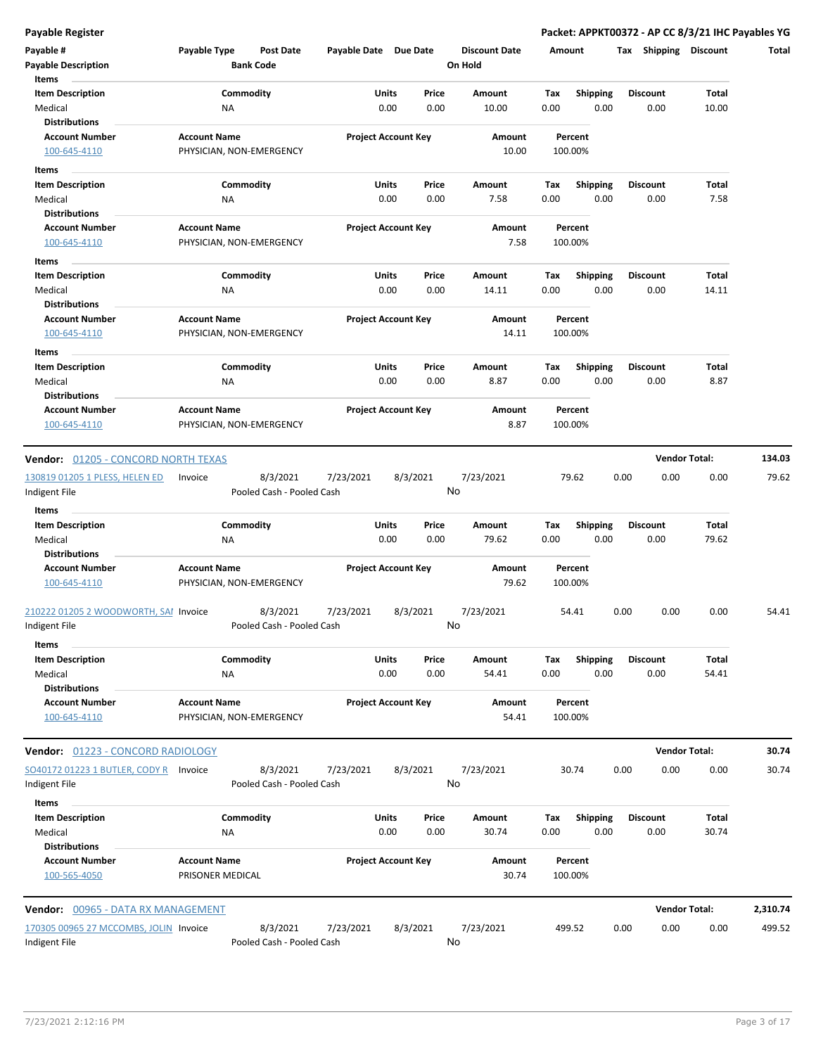**Payable Register** — Packet: APPKT00372 - AP CC 8/3/21 IHC Payables YG

| Payable # | Payable Type | Post Date | Payable Date | Due Date | Discount Date | Amount | Tax | Shipping | Discount | Total |
|---|---|---|---|---|---|---|---|---|---|---|
| Payable Description | | Bank Code | | | On Hold | | | | | |

**Items**

| Item Description | Commodity | Units | Price | Amount | Tax | Shipping | Discount | Total |
|---|---|---|---|---|---|---|---|---|
| Medical | NA | 0.00 | 0.00 | 10.00 | 0.00 | 0.00 | 0.00 | 10.00 |

**Distributions**

| Account Number | Account Name | Project Account Key | Amount | Percent |
|---|---|---|---|---|
| 100-645-4110 | PHYSICIAN, NON-EMERGENCY | | 10.00 | 100.00% |

**Items**

| Item Description | Commodity | Units | Price | Amount | Tax | Shipping | Discount | Total |
|---|---|---|---|---|---|---|---|---|
| Medical | NA | 0.00 | 0.00 | 7.58 | 0.00 | 0.00 | 0.00 | 7.58 |

**Distributions**

| Account Number | Account Name | Project Account Key | Amount | Percent |
|---|---|---|---|---|
| 100-645-4110 | PHYSICIAN, NON-EMERGENCY | | 7.58 | 100.00% |

**Items**

| Item Description | Commodity | Units | Price | Amount | Tax | Shipping | Discount | Total |
|---|---|---|---|---|---|---|---|---|
| Medical | NA | 0.00 | 0.00 | 14.11 | 0.00 | 0.00 | 0.00 | 14.11 |

**Distributions**

| Account Number | Account Name | Project Account Key | Amount | Percent |
|---|---|---|---|---|
| 100-645-4110 | PHYSICIAN, NON-EMERGENCY | | 14.11 | 100.00% |

**Items**

| Item Description | Commodity | Units | Price | Amount | Tax | Shipping | Discount | Total |
|---|---|---|---|---|---|---|---|---|
| Medical | NA | 0.00 | 0.00 | 8.87 | 0.00 | 0.00 | 0.00 | 8.87 |

**Distributions**

| Account Number | Account Name | Project Account Key | Amount | Percent |
|---|---|---|---|---|
| 100-645-4110 | PHYSICIAN, NON-EMERGENCY | | 8.87 | 100.00% |

---

**Vendor:** 01205 - CONCORD NORTH TEXAS — **Vendor Total:** 134.03

| Payable # | Payable Type | Post Date | Payable Date | Due Date | Discount Date | Amount | Tax | Shipping | Discount | Total |
|---|---|---|---|---|---|---|---|---|---|---|
| 130819 01205 1 PLESS, HELEN ED | Invoice | 8/3/2021 | 7/23/2021 | 8/3/2021 | 7/23/2021 | 79.62 | 0.00 | 0.00 | 0.00 | 79.62 |
| Indigent File | | Pooled Cash - Pooled Cash | | | No | | | | | |

**Items**

| Item Description | Commodity | Units | Price | Amount | Tax | Shipping | Discount | Total |
|---|---|---|---|---|---|---|---|---|
| Medical | NA | 0.00 | 0.00 | 79.62 | 0.00 | 0.00 | 0.00 | 79.62 |

**Distributions**

| Account Number | Account Name | Project Account Key | Amount | Percent |
|---|---|---|---|---|
| 100-645-4110 | PHYSICIAN, NON-EMERGENCY | | 79.62 | 100.00% |

| Payable # | Payable Type | Post Date | Payable Date | Due Date | Discount Date | Amount | Tax | Shipping | Discount | Total |
|---|---|---|---|---|---|---|---|---|---|---|
| 210222 01205 2 WOODWORTH, SAI | Invoice | 8/3/2021 | 7/23/2021 | 8/3/2021 | 7/23/2021 | 54.41 | 0.00 | 0.00 | 0.00 | 54.41 |
| Indigent File | | Pooled Cash - Pooled Cash | | | No | | | | | |

**Items**

| Item Description | Commodity | Units | Price | Amount | Tax | Shipping | Discount | Total |
|---|---|---|---|---|---|---|---|---|
| Medical | NA | 0.00 | 0.00 | 54.41 | 0.00 | 0.00 | 0.00 | 54.41 |

**Distributions**

| Account Number | Account Name | Project Account Key | Amount | Percent |
|---|---|---|---|---|
| 100-645-4110 | PHYSICIAN, NON-EMERGENCY | | 54.41 | 100.00% |

---

**Vendor:** 01223 - CONCORD RADIOLOGY — **Vendor Total:** 30.74

| Payable # | Payable Type | Post Date | Payable Date | Due Date | Discount Date | Amount | Tax | Shipping | Discount | Total |
|---|---|---|---|---|---|---|---|---|---|---|
| SO40172 01223 1 BUTLER, CODY R | Invoice | 8/3/2021 | 7/23/2021 | 8/3/2021 | 7/23/2021 | 30.74 | 0.00 | 0.00 | 0.00 | 30.74 |
| Indigent File | | Pooled Cash - Pooled Cash | | | No | | | | | |

**Items**

| Item Description | Commodity | Units | Price | Amount | Tax | Shipping | Discount | Total |
|---|---|---|---|---|---|---|---|---|
| Medical | NA | 0.00 | 0.00 | 30.74 | 0.00 | 0.00 | 0.00 | 30.74 |

**Distributions**

| Account Number | Account Name | Project Account Key | Amount | Percent |
|---|---|---|---|---|
| 100-565-4050 | PRISONER MEDICAL | | 30.74 | 100.00% |

---

**Vendor:** 00965 - DATA RX MANAGEMENT — **Vendor Total:** 2,310.74

| Payable # | Payable Type | Post Date | Payable Date | Due Date | Discount Date | Amount | Tax | Shipping | Discount | Total |
|---|---|---|---|---|---|---|---|---|---|---|
| 170305 00965 27 MCCOMBS, JOLIN | Invoice | 8/3/2021 | 7/23/2021 | 8/3/2021 | 7/23/2021 | 499.52 | 0.00 | 0.00 | 0.00 | 499.52 |
| Indigent File | | Pooled Cash - Pooled Cash | | | No | | | | | |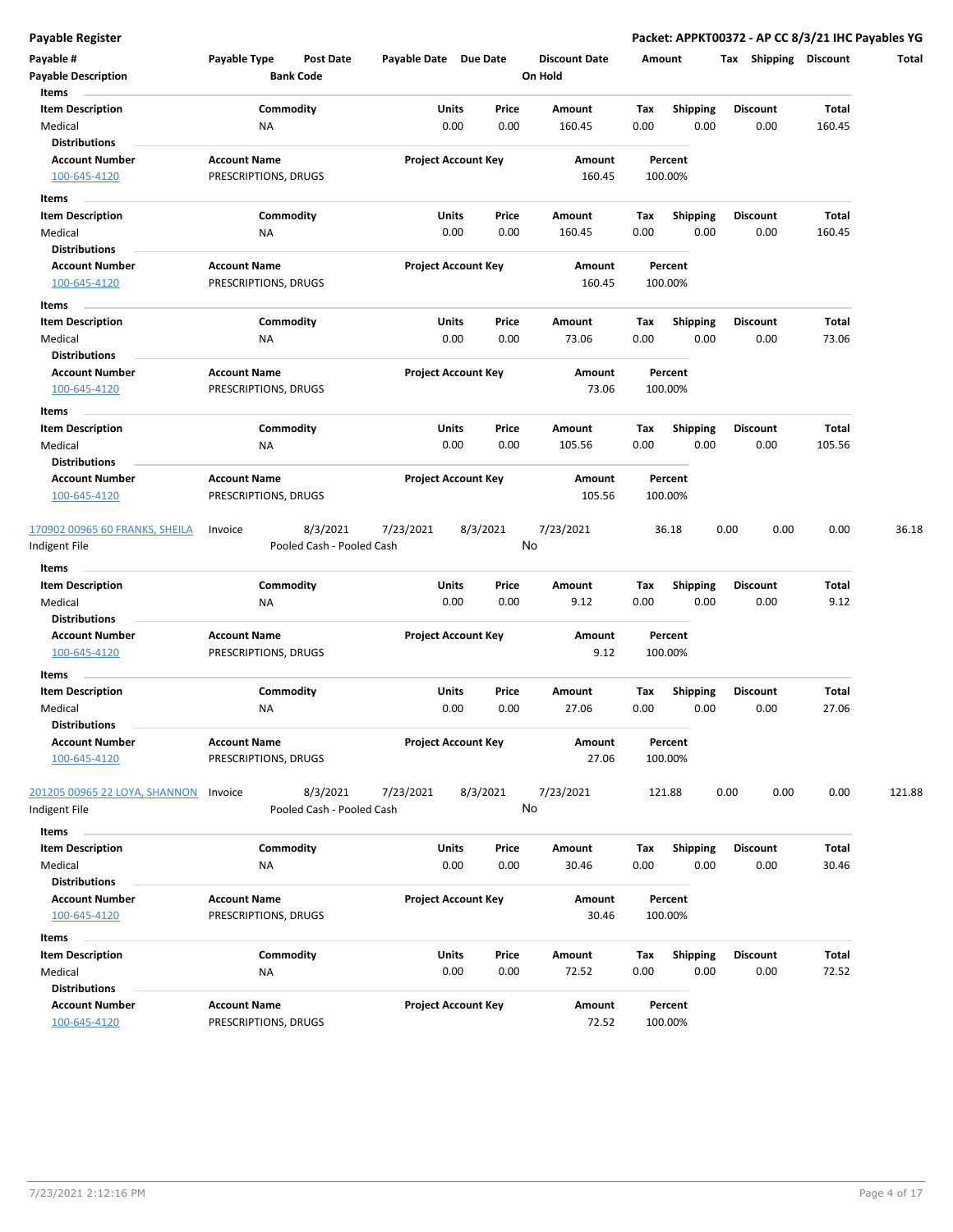**Payable Register** — **Packet: APPKT00372 - AP CC 8/3/21 IHC Payables YG**

| Payable # | Payable Type | Post Date | Payable Date | Due Date | Discount Date | Amount | Tax | Shipping | Discount | Total |
|---|---|---|---|---|---|---|---|---|---|---|
| Payable Description | | Bank Code | | | On Hold | | | | | |

**Items**

| Item Description | Commodity | Units | Price | Amount | Tax | Shipping | Discount | Total |
|---|---|---|---|---|---|---|---|---|
| Medical | NA | 0.00 | 0.00 | 160.45 | 0.00 | 0.00 | 0.00 | 160.45 |

**Distributions**

| Account Number | Account Name | Project Account Key | Amount | Percent |
|---|---|---|---|---|
| 100-645-4120 | PRESCRIPTIONS, DRUGS | | 160.45 | 100.00% |

**Items**

| Item Description | Commodity | Units | Price | Amount | Tax | Shipping | Discount | Total |
|---|---|---|---|---|---|---|---|---|
| Medical | NA | 0.00 | 0.00 | 160.45 | 0.00 | 0.00 | 0.00 | 160.45 |

**Distributions**

| Account Number | Account Name | Project Account Key | Amount | Percent |
|---|---|---|---|---|
| 100-645-4120 | PRESCRIPTIONS, DRUGS | | 160.45 | 100.00% |

**Items**

| Item Description | Commodity | Units | Price | Amount | Tax | Shipping | Discount | Total |
|---|---|---|---|---|---|---|---|---|
| Medical | NA | 0.00 | 0.00 | 73.06 | 0.00 | 0.00 | 0.00 | 73.06 |

**Distributions**

| Account Number | Account Name | Project Account Key | Amount | Percent |
|---|---|---|---|---|
| 100-645-4120 | PRESCRIPTIONS, DRUGS | | 73.06 | 100.00% |

**Items**

| Item Description | Commodity | Units | Price | Amount | Tax | Shipping | Discount | Total |
|---|---|---|---|---|---|---|---|---|
| Medical | NA | 0.00 | 0.00 | 105.56 | 0.00 | 0.00 | 0.00 | 105.56 |

**Distributions**

| Account Number | Account Name | Project Account Key | Amount | Percent |
|---|---|---|---|---|
| 100-645-4120 | PRESCRIPTIONS, DRUGS | | 105.56 | 100.00% |

| Payable # | Payable Type | Post Date | Payable Date | Due Date | Discount Date | Amount | Tax | Shipping | Discount | Total |
|---|---|---|---|---|---|---|---|---|---|---|
| 170902 00965 60 FRANKS, SHEILA | Invoice | 8/3/2021 | 7/23/2021 | 8/3/2021 | 7/23/2021 | 36.18 | 0.00 | 0.00 | 0.00 | 36.18 |
| Indigent File | | Pooled Cash - Pooled Cash | | | No | | | | | |

**Items**

| Item Description | Commodity | Units | Price | Amount | Tax | Shipping | Discount | Total |
|---|---|---|---|---|---|---|---|---|
| Medical | NA | 0.00 | 0.00 | 9.12 | 0.00 | 0.00 | 0.00 | 9.12 |

**Distributions**

| Account Number | Account Name | Project Account Key | Amount | Percent |
|---|---|---|---|---|
| 100-645-4120 | PRESCRIPTIONS, DRUGS | | 9.12 | 100.00% |

**Items**

| Item Description | Commodity | Units | Price | Amount | Tax | Shipping | Discount | Total |
|---|---|---|---|---|---|---|---|---|
| Medical | NA | 0.00 | 0.00 | 27.06 | 0.00 | 0.00 | 0.00 | 27.06 |

**Distributions**

| Account Number | Account Name | Project Account Key | Amount | Percent |
|---|---|---|---|---|
| 100-645-4120 | PRESCRIPTIONS, DRUGS | | 27.06 | 100.00% |

| Payable # | Payable Type | Post Date | Payable Date | Due Date | Discount Date | Amount | Tax | Shipping | Discount | Total |
|---|---|---|---|---|---|---|---|---|---|---|
| 201205 00965 22 LOYA, SHANNON | Invoice | 8/3/2021 | 7/23/2021 | 8/3/2021 | 7/23/2021 | 121.88 | 0.00 | 0.00 | 0.00 | 121.88 |
| Indigent File | | Pooled Cash - Pooled Cash | | | No | | | | | |

**Items**

| Item Description | Commodity | Units | Price | Amount | Tax | Shipping | Discount | Total |
|---|---|---|---|---|---|---|---|---|
| Medical | NA | 0.00 | 0.00 | 30.46 | 0.00 | 0.00 | 0.00 | 30.46 |

**Distributions**

| Account Number | Account Name | Project Account Key | Amount | Percent |
|---|---|---|---|---|
| 100-645-4120 | PRESCRIPTIONS, DRUGS | | 30.46 | 100.00% |

**Items**

| Item Description | Commodity | Units | Price | Amount | Tax | Shipping | Discount | Total |
|---|---|---|---|---|---|---|---|---|
| Medical | NA | 0.00 | 0.00 | 72.52 | 0.00 | 0.00 | 0.00 | 72.52 |

**Distributions**

| Account Number | Account Name | Project Account Key | Amount | Percent |
|---|---|---|---|---|
| 100-645-4120 | PRESCRIPTIONS, DRUGS | | 72.52 | 100.00% |

7/23/2021 2:12:16 PM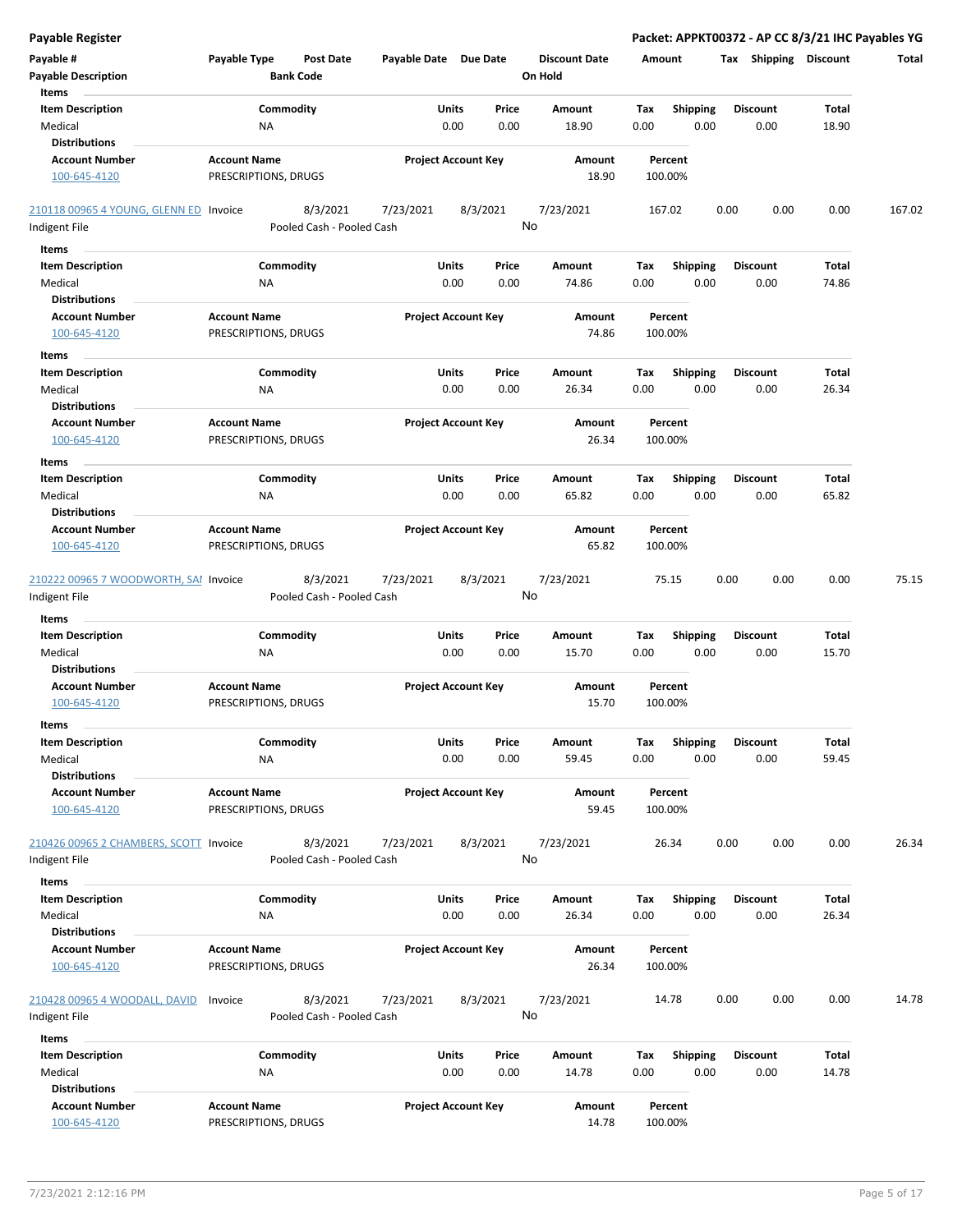**Payable Register** — **Packet: APPKT00372 - AP CC 8/3/21 IHC Payables YG**

| Payable # | Payable Type | Post Date | Payable Date | Due Date | Discount Date | Amount | Tax | Shipping | Discount | Total |
|---|---|---|---|---|---|---|---|---|---|---|
| Payable Description | | Bank Code | | | On Hold | | | | | |

**Items**

| Item Description | Commodity | Units | Price | Amount | Tax | Shipping | Discount | Total |
|---|---|---|---|---|---|---|---|---|
| Medical | NA | 0.00 | 0.00 | 18.90 | 0.00 | 0.00 | 0.00 | 18.90 |

**Distributions**

| Account Number | Account Name | Project Account Key | Amount | Percent |
|---|---|---|---|---|
| 100-645-4120 | PRESCRIPTIONS, DRUGS | | 18.90 | 100.00% |

| Payable # | Payable Type | Post Date | Payable Date | Due Date | Discount Date | Amount | Tax | Shipping | Discount | Total |
|---|---|---|---|---|---|---|---|---|---|---|
| 210118 00965 4 YOUNG, GLENN ED | Invoice | 8/3/2021 | 7/23/2021 | 8/3/2021 | 7/23/2021 | 167.02 | 0.00 | 0.00 | 0.00 | 167.02 |
| Indigent File | | Pooled Cash - Pooled Cash | | | No | | | | | |

**Items**

| Item Description | Commodity | Units | Price | Amount | Tax | Shipping | Discount | Total |
|---|---|---|---|---|---|---|---|---|
| Medical | NA | 0.00 | 0.00 | 74.86 | 0.00 | 0.00 | 0.00 | 74.86 |

**Distributions**

| Account Number | Account Name | Project Account Key | Amount | Percent |
|---|---|---|---|---|
| 100-645-4120 | PRESCRIPTIONS, DRUGS | | 74.86 | 100.00% |

**Items**

| Item Description | Commodity | Units | Price | Amount | Tax | Shipping | Discount | Total |
|---|---|---|---|---|---|---|---|---|
| Medical | NA | 0.00 | 0.00 | 26.34 | 0.00 | 0.00 | 0.00 | 26.34 |

**Distributions**

| Account Number | Account Name | Project Account Key | Amount | Percent |
|---|---|---|---|---|
| 100-645-4120 | PRESCRIPTIONS, DRUGS | | 26.34 | 100.00% |

**Items**

| Item Description | Commodity | Units | Price | Amount | Tax | Shipping | Discount | Total |
|---|---|---|---|---|---|---|---|---|
| Medical | NA | 0.00 | 0.00 | 65.82 | 0.00 | 0.00 | 0.00 | 65.82 |

**Distributions**

| Account Number | Account Name | Project Account Key | Amount | Percent |
|---|---|---|---|---|
| 100-645-4120 | PRESCRIPTIONS, DRUGS | | 65.82 | 100.00% |

| Payable # | Payable Type | Post Date | Payable Date | Due Date | Discount Date | Amount | Tax | Shipping | Discount | Total |
|---|---|---|---|---|---|---|---|---|---|---|
| 210222 00965 7 WOODWORTH, SAI | Invoice | 8/3/2021 | 7/23/2021 | 8/3/2021 | 7/23/2021 | 75.15 | 0.00 | 0.00 | 0.00 | 75.15 |
| Indigent File | | Pooled Cash - Pooled Cash | | | No | | | | | |

**Items**

| Item Description | Commodity | Units | Price | Amount | Tax | Shipping | Discount | Total |
|---|---|---|---|---|---|---|---|---|
| Medical | NA | 0.00 | 0.00 | 15.70 | 0.00 | 0.00 | 0.00 | 15.70 |

**Distributions**

| Account Number | Account Name | Project Account Key | Amount | Percent |
|---|---|---|---|---|
| 100-645-4120 | PRESCRIPTIONS, DRUGS | | 15.70 | 100.00% |

**Items**

| Item Description | Commodity | Units | Price | Amount | Tax | Shipping | Discount | Total |
|---|---|---|---|---|---|---|---|---|
| Medical | NA | 0.00 | 0.00 | 59.45 | 0.00 | 0.00 | 0.00 | 59.45 |

**Distributions**

| Account Number | Account Name | Project Account Key | Amount | Percent |
|---|---|---|---|---|
| 100-645-4120 | PRESCRIPTIONS, DRUGS | | 59.45 | 100.00% |

| Payable # | Payable Type | Post Date | Payable Date | Due Date | Discount Date | Amount | Tax | Shipping | Discount | Total |
|---|---|---|---|---|---|---|---|---|---|---|
| 210426 00965 2 CHAMBERS, SCOTT | Invoice | 8/3/2021 | 7/23/2021 | 8/3/2021 | 7/23/2021 | 26.34 | 0.00 | 0.00 | 0.00 | 26.34 |
| Indigent File | | Pooled Cash - Pooled Cash | | | No | | | | | |

**Items**

| Item Description | Commodity | Units | Price | Amount | Tax | Shipping | Discount | Total |
|---|---|---|---|---|---|---|---|---|
| Medical | NA | 0.00 | 0.00 | 26.34 | 0.00 | 0.00 | 0.00 | 26.34 |

**Distributions**

| Account Number | Account Name | Project Account Key | Amount | Percent |
|---|---|---|---|---|
| 100-645-4120 | PRESCRIPTIONS, DRUGS | | 26.34 | 100.00% |

| Payable # | Payable Type | Post Date | Payable Date | Due Date | Discount Date | Amount | Tax | Shipping | Discount | Total |
|---|---|---|---|---|---|---|---|---|---|---|
| 210428 00965 4 WOODALL, DAVID | Invoice | 8/3/2021 | 7/23/2021 | 8/3/2021 | 7/23/2021 | 14.78 | 0.00 | 0.00 | 0.00 | 14.78 |
| Indigent File | | Pooled Cash - Pooled Cash | | | No | | | | | |

**Items**

| Item Description | Commodity | Units | Price | Amount | Tax | Shipping | Discount | Total |
|---|---|---|---|---|---|---|---|---|
| Medical | NA | 0.00 | 0.00 | 14.78 | 0.00 | 0.00 | 0.00 | 14.78 |

**Distributions**

| Account Number | Account Name | Project Account Key | Amount | Percent |
|---|---|---|---|---|
| 100-645-4120 | PRESCRIPTIONS, DRUGS | | 14.78 | 100.00% |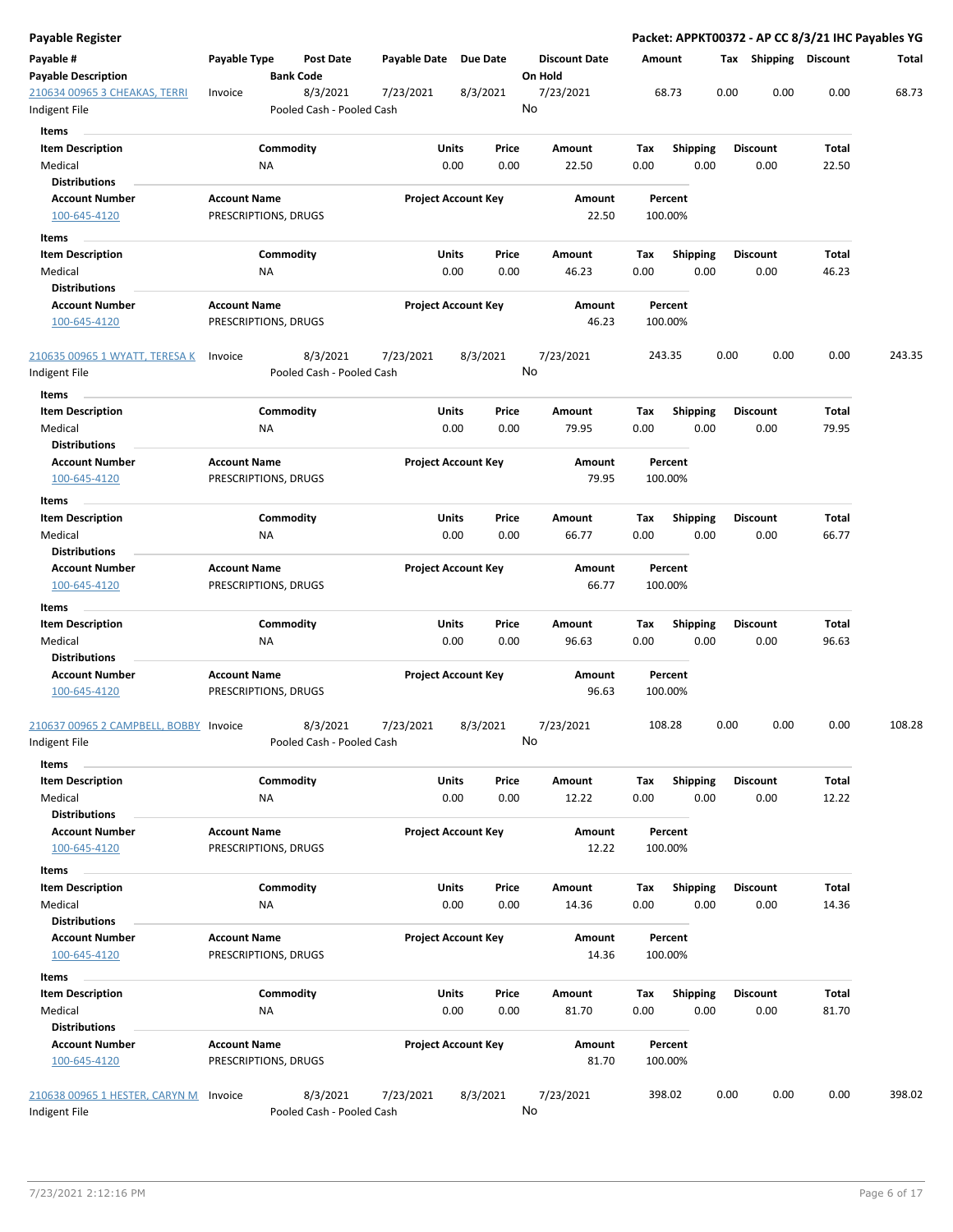**Payable Register** — **Packet: APPKT00372 - AP CC 8/3/21 IHC Payables YG**

| Payable # / Payable Description | Payable Type | Post Date / Bank Code | Payable Date | Due Date | Discount Date / On Hold | Amount | Tax | Shipping | Discount | Total |
|---|---|---|---|---|---|---|---|---|---|---|
| 210634 00965 3 CHEAKAS, TERRI / Indigent File | Invoice | 8/3/2021 / Pooled Cash - Pooled Cash | 7/23/2021 | 8/3/2021 | 7/23/2021 / No | 68.73 | 0.00 | 0.00 | 0.00 | 68.73 |

**Items**

| Item Description | Commodity | Units | Price | Amount | Tax | Shipping | Discount | Total |
|---|---|---|---|---|---|---|---|---|
| Medical | NA | 0.00 | 0.00 | 22.50 | 0.00 | 0.00 | 0.00 | 22.50 |

**Distributions**

| Account Number | Account Name | Project Account Key | Amount | Percent |
|---|---|---|---|---|
| 100-645-4120 | PRESCRIPTIONS, DRUGS | | 22.50 | 100.00% |

**Items**

| Item Description | Commodity | Units | Price | Amount | Tax | Shipping | Discount | Total |
|---|---|---|---|---|---|---|---|---|
| Medical | NA | 0.00 | 0.00 | 46.23 | 0.00 | 0.00 | 0.00 | 46.23 |

**Distributions**

| Account Number | Account Name | Project Account Key | Amount | Percent |
|---|---|---|---|---|
| 100-645-4120 | PRESCRIPTIONS, DRUGS | | 46.23 | 100.00% |

| Payable # / Payable Description | Payable Type | Post Date / Bank Code | Payable Date | Due Date | Discount Date / On Hold | Amount | Tax | Shipping | Discount | Total |
|---|---|---|---|---|---|---|---|---|---|---|
| 210635 00965 1 WYATT, TERESA K / Indigent File | Invoice | 8/3/2021 / Pooled Cash - Pooled Cash | 7/23/2021 | 8/3/2021 | 7/23/2021 / No | 243.35 | 0.00 | 0.00 | 0.00 | 243.35 |

**Items**

| Item Description | Commodity | Units | Price | Amount | Tax | Shipping | Discount | Total |
|---|---|---|---|---|---|---|---|---|
| Medical | NA | 0.00 | 0.00 | 79.95 | 0.00 | 0.00 | 0.00 | 79.95 |

**Distributions**

| Account Number | Account Name | Project Account Key | Amount | Percent |
|---|---|---|---|---|
| 100-645-4120 | PRESCRIPTIONS, DRUGS | | 79.95 | 100.00% |

**Items**

| Item Description | Commodity | Units | Price | Amount | Tax | Shipping | Discount | Total |
|---|---|---|---|---|---|---|---|---|
| Medical | NA | 0.00 | 0.00 | 66.77 | 0.00 | 0.00 | 0.00 | 66.77 |

**Distributions**

| Account Number | Account Name | Project Account Key | Amount | Percent |
|---|---|---|---|---|
| 100-645-4120 | PRESCRIPTIONS, DRUGS | | 66.77 | 100.00% |

**Items**

| Item Description | Commodity | Units | Price | Amount | Tax | Shipping | Discount | Total |
|---|---|---|---|---|---|---|---|---|
| Medical | NA | 0.00 | 0.00 | 96.63 | 0.00 | 0.00 | 0.00 | 96.63 |

**Distributions**

| Account Number | Account Name | Project Account Key | Amount | Percent |
|---|---|---|---|---|
| 100-645-4120 | PRESCRIPTIONS, DRUGS | | 96.63 | 100.00% |

| Payable # / Payable Description | Payable Type | Post Date / Bank Code | Payable Date | Due Date | Discount Date / On Hold | Amount | Tax | Shipping | Discount | Total |
|---|---|---|---|---|---|---|---|---|---|---|
| 210637 00965 2 CAMPBELL, BOBBY / Indigent File | Invoice | 8/3/2021 / Pooled Cash - Pooled Cash | 7/23/2021 | 8/3/2021 | 7/23/2021 / No | 108.28 | 0.00 | 0.00 | 0.00 | 108.28 |

**Items**

| Item Description | Commodity | Units | Price | Amount | Tax | Shipping | Discount | Total |
|---|---|---|---|---|---|---|---|---|
| Medical | NA | 0.00 | 0.00 | 12.22 | 0.00 | 0.00 | 0.00 | 12.22 |

**Distributions**

| Account Number | Account Name | Project Account Key | Amount | Percent |
|---|---|---|---|---|
| 100-645-4120 | PRESCRIPTIONS, DRUGS | | 12.22 | 100.00% |

**Items**

| Item Description | Commodity | Units | Price | Amount | Tax | Shipping | Discount | Total |
|---|---|---|---|---|---|---|---|---|
| Medical | NA | 0.00 | 0.00 | 14.36 | 0.00 | 0.00 | 0.00 | 14.36 |

**Distributions**

| Account Number | Account Name | Project Account Key | Amount | Percent |
|---|---|---|---|---|
| 100-645-4120 | PRESCRIPTIONS, DRUGS | | 14.36 | 100.00% |

**Items**

| Item Description | Commodity | Units | Price | Amount | Tax | Shipping | Discount | Total |
|---|---|---|---|---|---|---|---|---|
| Medical | NA | 0.00 | 0.00 | 81.70 | 0.00 | 0.00 | 0.00 | 81.70 |

**Distributions**

| Account Number | Account Name | Project Account Key | Amount | Percent |
|---|---|---|---|---|
| 100-645-4120 | PRESCRIPTIONS, DRUGS | | 81.70 | 100.00% |

| Payable # / Payable Description | Payable Type | Post Date / Bank Code | Payable Date | Due Date | Discount Date / On Hold | Amount | Tax | Shipping | Discount | Total |
|---|---|---|---|---|---|---|---|---|---|---|
| 210638 00965 1 HESTER, CARYN M / Indigent File | Invoice | 8/3/2021 / Pooled Cash - Pooled Cash | 7/23/2021 | 8/3/2021 | 7/23/2021 / No | 398.02 | 0.00 | 0.00 | 0.00 | 398.02 |

7/23/2021 2:12:16 PM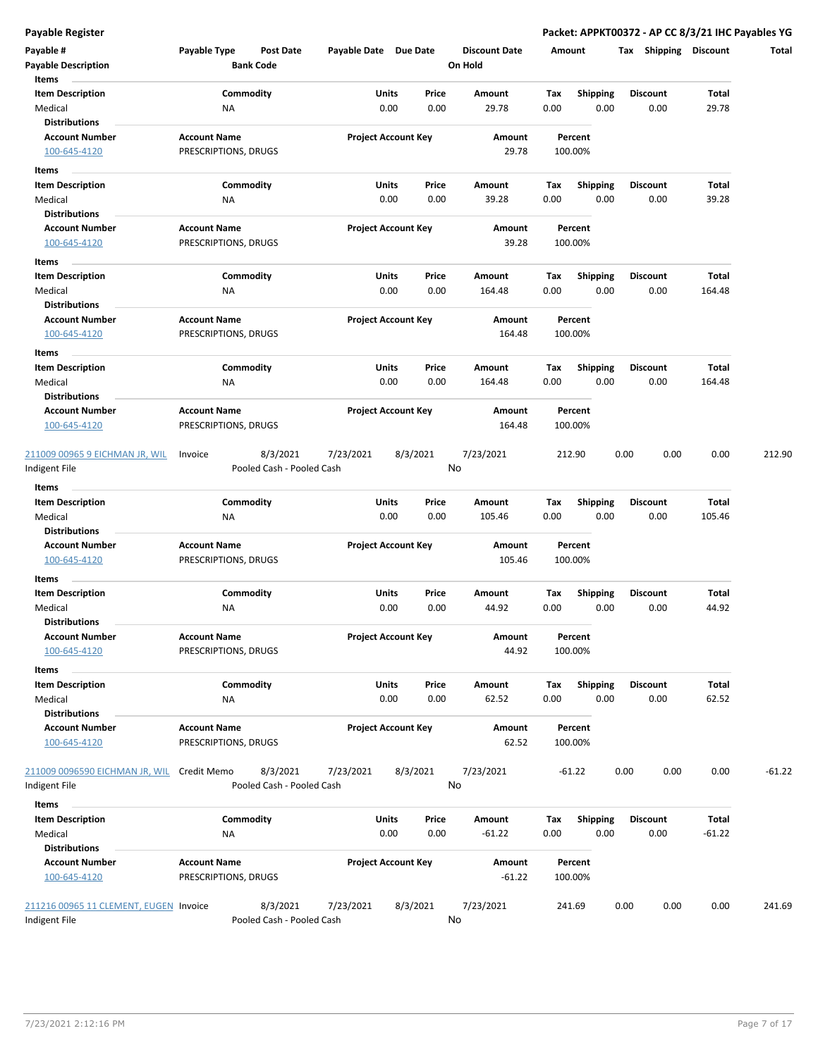# Payable Register

**Packet: APPKT00372 - AP CC 8/3/21 IHC Payables YG**

| Payable # | Payable Type | Post Date | Payable Date | Due Date | Discount Date | Amount | Tax | Shipping | Discount | Total |
|---|---|---|---|---|---|---|---|---|---|---|
| Payable Description | | Bank Code | | | On Hold | | | | | |

**Items**

| Item Description | Commodity | Units | Price | Amount | Tax | Shipping | Discount | Total |
|---|---|---|---|---|---|---|---|---|
| Medical | NA | 0.00 | 0.00 | 29.78 | 0.00 | 0.00 | 0.00 | 29.78 |

**Distributions**

| Account Number | Account Name | Project Account Key | Amount | Percent |
|---|---|---|---|---|
| 100-645-4120 | PRESCRIPTIONS, DRUGS | | 29.78 | 100.00% |

**Items**

| Item Description | Commodity | Units | Price | Amount | Tax | Shipping | Discount | Total |
|---|---|---|---|---|---|---|---|---|
| Medical | NA | 0.00 | 0.00 | 39.28 | 0.00 | 0.00 | 0.00 | 39.28 |

**Distributions**

| Account Number | Account Name | Project Account Key | Amount | Percent |
|---|---|---|---|---|
| 100-645-4120 | PRESCRIPTIONS, DRUGS | | 39.28 | 100.00% |

**Items**

| Item Description | Commodity | Units | Price | Amount | Tax | Shipping | Discount | Total |
|---|---|---|---|---|---|---|---|---|
| Medical | NA | 0.00 | 0.00 | 164.48 | 0.00 | 0.00 | 0.00 | 164.48 |

**Distributions**

| Account Number | Account Name | Project Account Key | Amount | Percent |
|---|---|---|---|---|
| 100-645-4120 | PRESCRIPTIONS, DRUGS | | 164.48 | 100.00% |

**Items**

| Item Description | Commodity | Units | Price | Amount | Tax | Shipping | Discount | Total |
|---|---|---|---|---|---|---|---|---|
| Medical | NA | 0.00 | 0.00 | 164.48 | 0.00 | 0.00 | 0.00 | 164.48 |

**Distributions**

| Account Number | Account Name | Project Account Key | Amount | Percent |
|---|---|---|---|---|
| 100-645-4120 | PRESCRIPTIONS, DRUGS | | 164.48 | 100.00% |

| Payable # | Payable Type | Post Date | Payable Date | Due Date | Discount Date | Amount | Tax | Shipping | Discount | Total |
|---|---|---|---|---|---|---|---|---|---|---|
| 211009 00965 9 EICHMAN JR, WIL | Invoice | 8/3/2021 | 7/23/2021 | 8/3/2021 | 7/23/2021 | 212.90 | 0.00 | 0.00 | 0.00 | 212.90 |
| Indigent File | | Pooled Cash - Pooled Cash | | | No | | | | | |

**Items**

| Item Description | Commodity | Units | Price | Amount | Tax | Shipping | Discount | Total |
|---|---|---|---|---|---|---|---|---|
| Medical | NA | 0.00 | 0.00 | 105.46 | 0.00 | 0.00 | 0.00 | 105.46 |

**Distributions**

| Account Number | Account Name | Project Account Key | Amount | Percent |
|---|---|---|---|---|
| 100-645-4120 | PRESCRIPTIONS, DRUGS | | 105.46 | 100.00% |

**Items**

| Item Description | Commodity | Units | Price | Amount | Tax | Shipping | Discount | Total |
|---|---|---|---|---|---|---|---|---|
| Medical | NA | 0.00 | 0.00 | 44.92 | 0.00 | 0.00 | 0.00 | 44.92 |

**Distributions**

| Account Number | Account Name | Project Account Key | Amount | Percent |
|---|---|---|---|---|
| 100-645-4120 | PRESCRIPTIONS, DRUGS | | 44.92 | 100.00% |

**Items**

| Item Description | Commodity | Units | Price | Amount | Tax | Shipping | Discount | Total |
|---|---|---|---|---|---|---|---|---|
| Medical | NA | 0.00 | 0.00 | 62.52 | 0.00 | 0.00 | 0.00 | 62.52 |

**Distributions**

| Account Number | Account Name | Project Account Key | Amount | Percent |
|---|---|---|---|---|
| 100-645-4120 | PRESCRIPTIONS, DRUGS | | 62.52 | 100.00% |

| Payable # | Payable Type | Post Date | Payable Date | Due Date | Discount Date | Amount | Tax | Shipping | Discount | Total |
|---|---|---|---|---|---|---|---|---|---|---|
| 211009 0096590 EICHMAN JR, WIL | Credit Memo | 8/3/2021 | 7/23/2021 | 8/3/2021 | 7/23/2021 | -61.22 | 0.00 | 0.00 | 0.00 | -61.22 |
| Indigent File | | Pooled Cash - Pooled Cash | | | No | | | | | |

**Items**

| Item Description | Commodity | Units | Price | Amount | Tax | Shipping | Discount | Total |
|---|---|---|---|---|---|---|---|---|
| Medical | NA | 0.00 | 0.00 | -61.22 | 0.00 | 0.00 | 0.00 | -61.22 |

**Distributions**

| Account Number | Account Name | Project Account Key | Amount | Percent |
|---|---|---|---|---|
| 100-645-4120 | PRESCRIPTIONS, DRUGS | | -61.22 | 100.00% |

| Payable # | Payable Type | Post Date | Payable Date | Due Date | Discount Date | Amount | Tax | Shipping | Discount | Total |
|---|---|---|---|---|---|---|---|---|---|---|
| 211216 00965 11 CLEMENT, EUGEN | Invoice | 8/3/2021 | 7/23/2021 | 8/3/2021 | 7/23/2021 | 241.69 | 0.00 | 0.00 | 0.00 | 241.69 |
| Indigent File | | Pooled Cash - Pooled Cash | | | No | | | | | |

7/23/2021 2:12:16 PM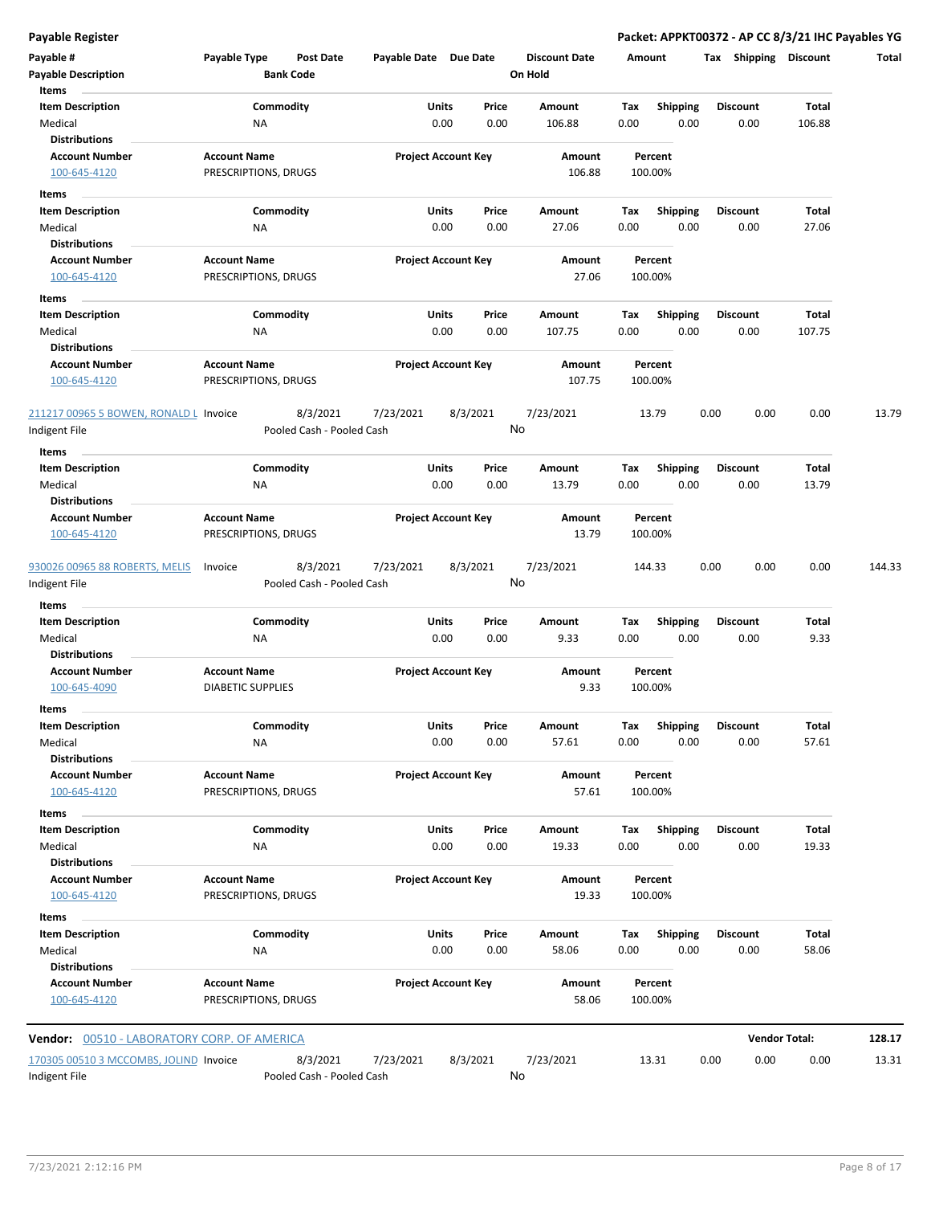**Payable Register** — **Packet: APPKT00372 - AP CC 8/3/21 IHC Payables YG**

| Payable # | Payable Type | Post Date | Payable Date | Due Date | Discount Date | Amount | Tax | Shipping | Discount | Total |
|---|---|---|---|---|---|---|---|---|---|---|
| Payable Description | | Bank Code | | | On Hold | | | | | |

**Items**

| Item Description | Commodity | Units | Price | Amount | Tax | Shipping | Discount | Total |
|---|---|---|---|---|---|---|---|---|
| Medical | NA | 0.00 | 0.00 | 106.88 | 0.00 | 0.00 | 0.00 | 106.88 |

**Distributions**

| Account Number | Account Name | Project Account Key | Amount | Percent |
|---|---|---|---|---|
| 100-645-4120 | PRESCRIPTIONS, DRUGS | | 106.88 | 100.00% |

**Items**

| Item Description | Commodity | Units | Price | Amount | Tax | Shipping | Discount | Total |
|---|---|---|---|---|---|---|---|---|
| Medical | NA | 0.00 | 0.00 | 27.06 | 0.00 | 0.00 | 0.00 | 27.06 |

**Distributions**

| Account Number | Account Name | Project Account Key | Amount | Percent |
|---|---|---|---|---|
| 100-645-4120 | PRESCRIPTIONS, DRUGS | | 27.06 | 100.00% |

**Items**

| Item Description | Commodity | Units | Price | Amount | Tax | Shipping | Discount | Total |
|---|---|---|---|---|---|---|---|---|
| Medical | NA | 0.00 | 0.00 | 107.75 | 0.00 | 0.00 | 0.00 | 107.75 |

**Distributions**

| Account Number | Account Name | Project Account Key | Amount | Percent |
|---|---|---|---|---|
| 100-645-4120 | PRESCRIPTIONS, DRUGS | | 107.75 | 100.00% |

| Payable # | Payable Type | Post Date | Payable Date | Due Date | Discount Date | Amount | Tax | Shipping | Discount | Total |
|---|---|---|---|---|---|---|---|---|---|---|
| 211217 00965 5 BOWEN, RONALD L | Invoice | 8/3/2021 | 7/23/2021 | 8/3/2021 | 7/23/2021 | 13.79 | 0.00 | 0.00 | 0.00 | 13.79 |
| Indigent File | | Pooled Cash - Pooled Cash | | | No | | | | | |

**Items**

| Item Description | Commodity | Units | Price | Amount | Tax | Shipping | Discount | Total |
|---|---|---|---|---|---|---|---|---|
| Medical | NA | 0.00 | 0.00 | 13.79 | 0.00 | 0.00 | 0.00 | 13.79 |

**Distributions**

| Account Number | Account Name | Project Account Key | Amount | Percent |
|---|---|---|---|---|
| 100-645-4120 | PRESCRIPTIONS, DRUGS | | 13.79 | 100.00% |

| Payable # | Payable Type | Post Date | Payable Date | Due Date | Discount Date | Amount | Tax | Shipping | Discount | Total |
|---|---|---|---|---|---|---|---|---|---|---|
| 930026 00965 88 ROBERTS, MELIS | Invoice | 8/3/2021 | 7/23/2021 | 8/3/2021 | 7/23/2021 | 144.33 | 0.00 | 0.00 | 0.00 | 144.33 |
| Indigent File | | Pooled Cash - Pooled Cash | | | No | | | | | |

**Items**

| Item Description | Commodity | Units | Price | Amount | Tax | Shipping | Discount | Total |
|---|---|---|---|---|---|---|---|---|
| Medical | NA | 0.00 | 0.00 | 9.33 | 0.00 | 0.00 | 0.00 | 9.33 |

**Distributions**

| Account Number | Account Name | Project Account Key | Amount | Percent |
|---|---|---|---|---|
| 100-645-4090 | DIABETIC SUPPLIES | | 9.33 | 100.00% |

**Items**

| Item Description | Commodity | Units | Price | Amount | Tax | Shipping | Discount | Total |
|---|---|---|---|---|---|---|---|---|
| Medical | NA | 0.00 | 0.00 | 57.61 | 0.00 | 0.00 | 0.00 | 57.61 |

**Distributions**

| Account Number | Account Name | Project Account Key | Amount | Percent |
|---|---|---|---|---|
| 100-645-4120 | PRESCRIPTIONS, DRUGS | | 57.61 | 100.00% |

**Items**

| Item Description | Commodity | Units | Price | Amount | Tax | Shipping | Discount | Total |
|---|---|---|---|---|---|---|---|---|
| Medical | NA | 0.00 | 0.00 | 19.33 | 0.00 | 0.00 | 0.00 | 19.33 |

**Distributions**

| Account Number | Account Name | Project Account Key | Amount | Percent |
|---|---|---|---|---|
| 100-645-4120 | PRESCRIPTIONS, DRUGS | | 19.33 | 100.00% |

**Items**

| Item Description | Commodity | Units | Price | Amount | Tax | Shipping | Discount | Total |
|---|---|---|---|---|---|---|---|---|
| Medical | NA | 0.00 | 0.00 | 58.06 | 0.00 | 0.00 | 0.00 | 58.06 |

**Distributions**

| Account Number | Account Name | Project Account Key | Amount | Percent |
|---|---|---|---|---|
| 100-645-4120 | PRESCRIPTIONS, DRUGS | | 58.06 | 100.00% |

**Vendor:** 00510 - LABORATORY CORP. OF AMERICA — **Vendor Total: 128.17**

| Payable # | Payable Type | Post Date | Payable Date | Due Date | Discount Date | Amount | Tax | Shipping | Discount | Total |
|---|---|---|---|---|---|---|---|---|---|---|
| 170305 00510 3 MCCOMBS, JOLIND | Invoice | 8/3/2021 | 7/23/2021 | 8/3/2021 | 7/23/2021 | 13.31 | 0.00 | 0.00 | 0.00 | 13.31 |
| Indigent File | | Pooled Cash - Pooled Cash | | | No | | | | | |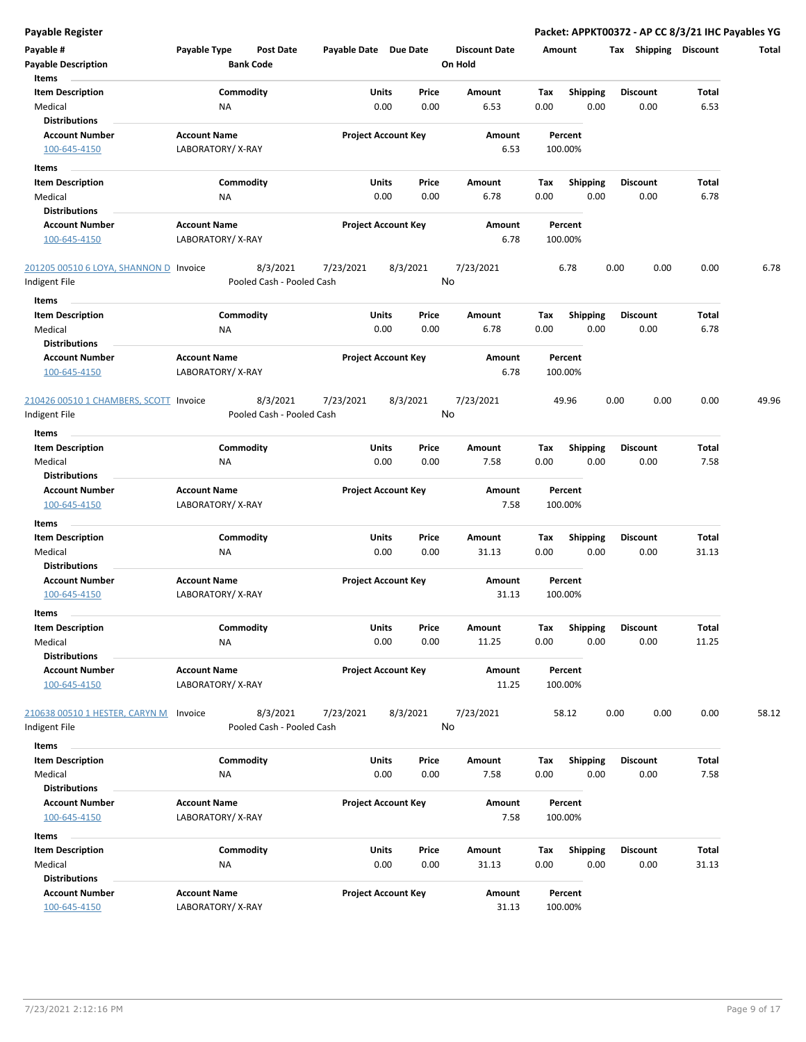**Payable Register** | **Packet: APPKT00372 - AP CC 8/3/21 IHC Payables YG**

| Payable # | Payable Type | Post Date | Payable Date | Due Date | Discount Date | Amount | Tax | Shipping | Discount | Total |
|---|---|---|---|---|---|---|---|---|---|---|
| **Payable Description** | | **Bank Code** | | | **On Hold** | | | | | |

**Items**

| Item Description | Commodity | Units | Price | Amount | Tax | Shipping | Discount | Total |
|---|---|---|---|---|---|---|---|---|
| Medical | NA | 0.00 | 0.00 | 6.53 | 0.00 | 0.00 | 0.00 | 6.53 |

**Distributions**

| Account Number | Account Name | Project Account Key | Amount | Percent |
|---|---|---|---|---|
| 100-645-4150 | LABORATORY/ X-RAY | | 6.53 | 100.00% |

**Items**

| Item Description | Commodity | Units | Price | Amount | Tax | Shipping | Discount | Total |
|---|---|---|---|---|---|---|---|---|
| Medical | NA | 0.00 | 0.00 | 6.78 | 0.00 | 0.00 | 0.00 | 6.78 |

**Distributions**

| Account Number | Account Name | Project Account Key | Amount | Percent |
|---|---|---|---|---|
| 100-645-4150 | LABORATORY/ X-RAY | | 6.78 | 100.00% |

| Payable # | Payable Type | Post Date | Payable Date | Due Date | Discount Date | Amount | Tax | Shipping | Discount | Total |
|---|---|---|---|---|---|---|---|---|---|---|
| 201205 00510 6 LOYA, SHANNON D | Invoice | 8/3/2021 | 7/23/2021 | 8/3/2021 | 7/23/2021 | 6.78 | 0.00 | 0.00 | 0.00 | 6.78 |
| Indigent File | | Pooled Cash - Pooled Cash | | | No | | | | | |

**Items**

| Item Description | Commodity | Units | Price | Amount | Tax | Shipping | Discount | Total |
|---|---|---|---|---|---|---|---|---|
| Medical | NA | 0.00 | 0.00 | 6.78 | 0.00 | 0.00 | 0.00 | 6.78 |

**Distributions**

| Account Number | Account Name | Project Account Key | Amount | Percent |
|---|---|---|---|---|
| 100-645-4150 | LABORATORY/ X-RAY | | 6.78 | 100.00% |

| Payable # | Payable Type | Post Date | Payable Date | Due Date | Discount Date | Amount | Tax | Shipping | Discount | Total |
|---|---|---|---|---|---|---|---|---|---|---|
| 210426 00510 1 CHAMBERS, SCOTT | Invoice | 8/3/2021 | 7/23/2021 | 8/3/2021 | 7/23/2021 | 49.96 | 0.00 | 0.00 | 0.00 | 49.96 |
| Indigent File | | Pooled Cash - Pooled Cash | | | No | | | | | |

**Items**

| Item Description | Commodity | Units | Price | Amount | Tax | Shipping | Discount | Total |
|---|---|---|---|---|---|---|---|---|
| Medical | NA | 0.00 | 0.00 | 7.58 | 0.00 | 0.00 | 0.00 | 7.58 |

**Distributions**

| Account Number | Account Name | Project Account Key | Amount | Percent |
|---|---|---|---|---|
| 100-645-4150 | LABORATORY/ X-RAY | | 7.58 | 100.00% |

**Items**

| Item Description | Commodity | Units | Price | Amount | Tax | Shipping | Discount | Total |
|---|---|---|---|---|---|---|---|---|
| Medical | NA | 0.00 | 0.00 | 31.13 | 0.00 | 0.00 | 0.00 | 31.13 |

**Distributions**

| Account Number | Account Name | Project Account Key | Amount | Percent |
|---|---|---|---|---|
| 100-645-4150 | LABORATORY/ X-RAY | | 31.13 | 100.00% |

**Items**

| Item Description | Commodity | Units | Price | Amount | Tax | Shipping | Discount | Total |
|---|---|---|---|---|---|---|---|---|
| Medical | NA | 0.00 | 0.00 | 11.25 | 0.00 | 0.00 | 0.00 | 11.25 |

**Distributions**

| Account Number | Account Name | Project Account Key | Amount | Percent |
|---|---|---|---|---|
| 100-645-4150 | LABORATORY/ X-RAY | | 11.25 | 100.00% |

| Payable # | Payable Type | Post Date | Payable Date | Due Date | Discount Date | Amount | Tax | Shipping | Discount | Total |
|---|---|---|---|---|---|---|---|---|---|---|
| 210638 00510 1 HESTER, CARYN M | Invoice | 8/3/2021 | 7/23/2021 | 8/3/2021 | 7/23/2021 | 58.12 | 0.00 | 0.00 | 0.00 | 58.12 |
| Indigent File | | Pooled Cash - Pooled Cash | | | No | | | | | |

**Items**

| Item Description | Commodity | Units | Price | Amount | Tax | Shipping | Discount | Total |
|---|---|---|---|---|---|---|---|---|
| Medical | NA | 0.00 | 0.00 | 7.58 | 0.00 | 0.00 | 0.00 | 7.58 |

**Distributions**

| Account Number | Account Name | Project Account Key | Amount | Percent |
|---|---|---|---|---|
| 100-645-4150 | LABORATORY/ X-RAY | | 7.58 | 100.00% |

**Items**

| Item Description | Commodity | Units | Price | Amount | Tax | Shipping | Discount | Total |
|---|---|---|---|---|---|---|---|---|
| Medical | NA | 0.00 | 0.00 | 31.13 | 0.00 | 0.00 | 0.00 | 31.13 |

**Distributions**

| Account Number | Account Name | Project Account Key | Amount | Percent |
|---|---|---|---|---|
| 100-645-4150 | LABORATORY/ X-RAY | | 31.13 | 100.00% |

7/23/2021 2:12:16 PM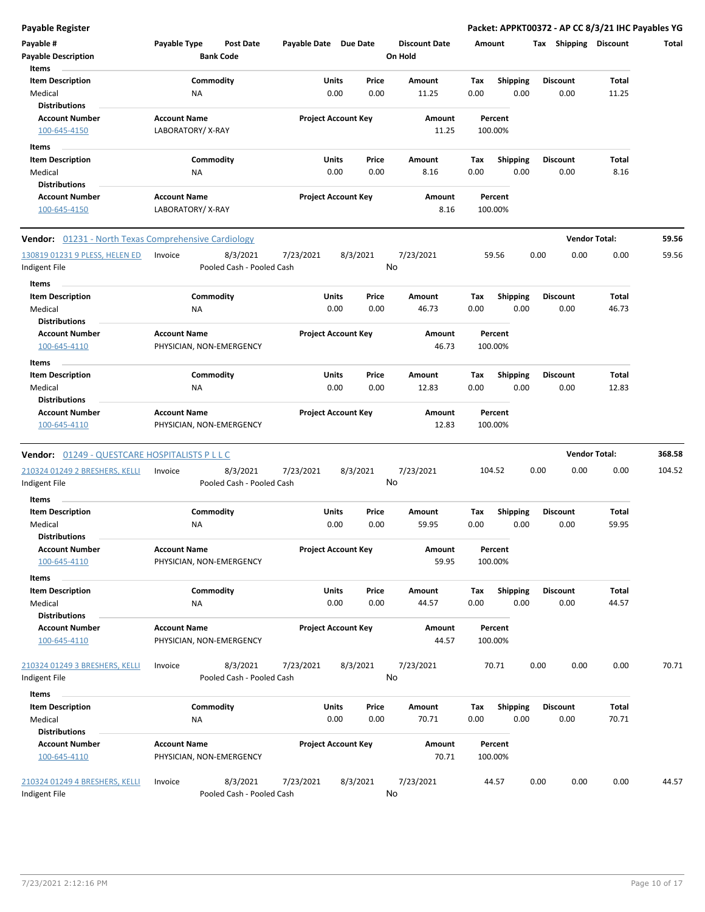**Payable Register** — **Packet: APPKT00372 - AP CC 8/3/21 IHC Payables YG**

| Payable # | Payable Type | Post Date | Payable Date | Due Date | Discount Date | Amount | Tax | Shipping | Discount | Total |
|---|---|---|---|---|---|---|---|---|---|---|
| Payable Description | | Bank Code | | | On Hold | | | | | |

**Items**

| Item Description | Commodity | Units | Price | Amount | Tax | Shipping | Discount | Total |
|---|---|---|---|---|---|---|---|---|
| Medical | NA | 0.00 | 0.00 | 11.25 | 0.00 | 0.00 | 0.00 | 11.25 |

**Distributions**

| Account Number | Account Name | Project Account Key | Amount | Percent |
|---|---|---|---|---|
| 100-645-4150 | LABORATORY/ X-RAY | | 11.25 | 100.00% |

**Items**

| Item Description | Commodity | Units | Price | Amount | Tax | Shipping | Discount | Total |
|---|---|---|---|---|---|---|---|---|
| Medical | NA | 0.00 | 0.00 | 8.16 | 0.00 | 0.00 | 0.00 | 8.16 |

**Distributions**

| Account Number | Account Name | Project Account Key | Amount | Percent |
|---|---|---|---|---|
| 100-645-4150 | LABORATORY/ X-RAY | | 8.16 | 100.00% |

---

**Vendor:** 01231 - North Texas Comprehensive Cardiology — **Vendor Total: 59.56**

| Payable # | Payable Type | Post Date | Payable Date | Due Date | Discount Date | Amount | Tax | Shipping | Discount | Total |
|---|---|---|---|---|---|---|---|---|---|---|
| 130819 01231 9 PLESS, HELEN ED | Invoice | 8/3/2021 | 7/23/2021 | 8/3/2021 | 7/23/2021 | 59.56 | 0.00 | 0.00 | 0.00 | 59.56 |
| Indigent File | | Pooled Cash - Pooled Cash | | | No | | | | | |

**Items**

| Item Description | Commodity | Units | Price | Amount | Tax | Shipping | Discount | Total |
|---|---|---|---|---|---|---|---|---|
| Medical | NA | 0.00 | 0.00 | 46.73 | 0.00 | 0.00 | 0.00 | 46.73 |

**Distributions**

| Account Number | Account Name | Project Account Key | Amount | Percent |
|---|---|---|---|---|
| 100-645-4110 | PHYSICIAN, NON-EMERGENCY | | 46.73 | 100.00% |

**Items**

| Item Description | Commodity | Units | Price | Amount | Tax | Shipping | Discount | Total |
|---|---|---|---|---|---|---|---|---|
| Medical | NA | 0.00 | 0.00 | 12.83 | 0.00 | 0.00 | 0.00 | 12.83 |

**Distributions**

| Account Number | Account Name | Project Account Key | Amount | Percent |
|---|---|---|---|---|
| 100-645-4110 | PHYSICIAN, NON-EMERGENCY | | 12.83 | 100.00% |

---

**Vendor:** 01249 - QUESTCARE HOSPITALISTS P L L C — **Vendor Total: 368.58**

| Payable # | Payable Type | Post Date | Payable Date | Due Date | Discount Date | Amount | Tax | Shipping | Discount | Total |
|---|---|---|---|---|---|---|---|---|---|---|
| 210324 01249 2 BRESHERS, KELLI | Invoice | 8/3/2021 | 7/23/2021 | 8/3/2021 | 7/23/2021 | 104.52 | 0.00 | 0.00 | 0.00 | 104.52 |
| Indigent File | | Pooled Cash - Pooled Cash | | | No | | | | | |

**Items**

| Item Description | Commodity | Units | Price | Amount | Tax | Shipping | Discount | Total |
|---|---|---|---|---|---|---|---|---|
| Medical | NA | 0.00 | 0.00 | 59.95 | 0.00 | 0.00 | 0.00 | 59.95 |

**Distributions**

| Account Number | Account Name | Project Account Key | Amount | Percent |
|---|---|---|---|---|
| 100-645-4110 | PHYSICIAN, NON-EMERGENCY | | 59.95 | 100.00% |

**Items**

| Item Description | Commodity | Units | Price | Amount | Tax | Shipping | Discount | Total |
|---|---|---|---|---|---|---|---|---|
| Medical | NA | 0.00 | 0.00 | 44.57 | 0.00 | 0.00 | 0.00 | 44.57 |

**Distributions**

| Account Number | Account Name | Project Account Key | Amount | Percent |
|---|---|---|---|---|
| 100-645-4110 | PHYSICIAN, NON-EMERGENCY | | 44.57 | 100.00% |

| Payable # | Payable Type | Post Date | Payable Date | Due Date | Discount Date | Amount | Tax | Shipping | Discount | Total |
|---|---|---|---|---|---|---|---|---|---|---|
| 210324 01249 3 BRESHERS, KELLI | Invoice | 8/3/2021 | 7/23/2021 | 8/3/2021 | 7/23/2021 | 70.71 | 0.00 | 0.00 | 0.00 | 70.71 |
| Indigent File | | Pooled Cash - Pooled Cash | | | No | | | | | |

**Items**

| Item Description | Commodity | Units | Price | Amount | Tax | Shipping | Discount | Total |
|---|---|---|---|---|---|---|---|---|
| Medical | NA | 0.00 | 0.00 | 70.71 | 0.00 | 0.00 | 0.00 | 70.71 |

**Distributions**

| Account Number | Account Name | Project Account Key | Amount | Percent |
|---|---|---|---|---|
| 100-645-4110 | PHYSICIAN, NON-EMERGENCY | | 70.71 | 100.00% |

| Payable # | Payable Type | Post Date | Payable Date | Due Date | Discount Date | Amount | Tax | Shipping | Discount | Total |
|---|---|---|---|---|---|---|---|---|---|---|
| 210324 01249 4 BRESHERS, KELLI | Invoice | 8/3/2021 | 7/23/2021 | 8/3/2021 | 7/23/2021 | 44.57 | 0.00 | 0.00 | 0.00 | 44.57 |
| Indigent File | | Pooled Cash - Pooled Cash | | | No | | | | | |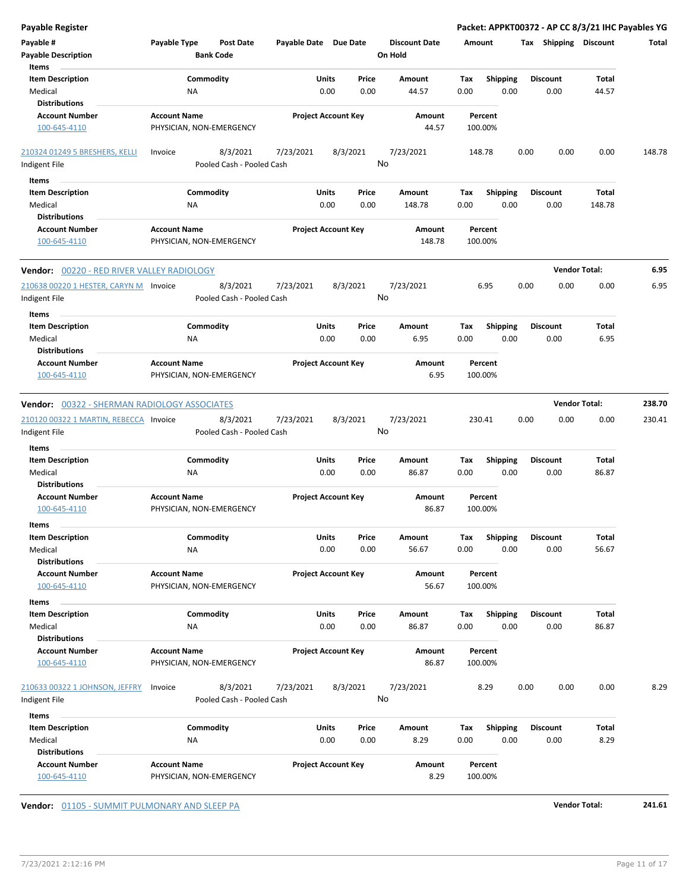**Payable Register** — **Packet: APPKT00372 - AP CC 8/3/21 IHC Payables YG**

| Payable # / Payable Description | Payable Type | Post Date / Bank Code | Payable Date | Due Date | Discount Date / On Hold | Amount | Tax | Shipping | Discount | Total |
|---|---|---|---|---|---|---|---|---|---|---|

Items

| Item Description | Commodity | Units | Price | Amount | Tax | Shipping | Discount | Total |
|---|---|---|---|---|---|---|---|---|
| Medical | NA | 0.00 | 0.00 | 44.57 | 0.00 | 0.00 | 0.00 | 44.57 |

Distributions

| Account Number | Account Name | Project Account Key | Amount | Percent |
|---|---|---|---|---|
| 100-645-4110 | PHYSICIAN, NON-EMERGENCY | | 44.57 | 100.00% |

| Payable # | Payable Type | Post Date | Payable Date | Due Date | Discount Date | Amount | Tax | Shipping | Discount | Total |
|---|---|---|---|---|---|---|---|---|---|---|
| 210324 01249 5 BRESHERS, KELLI | Invoice | 8/3/2021 | 7/23/2021 | 8/3/2021 | 7/23/2021 | 148.78 | 0.00 | 0.00 | 0.00 | 148.78 |
| Indigent File | | Pooled Cash - Pooled Cash | | | No | | | | | |

Items

| Item Description | Commodity | Units | Price | Amount | Tax | Shipping | Discount | Total |
|---|---|---|---|---|---|---|---|---|
| Medical | NA | 0.00 | 0.00 | 148.78 | 0.00 | 0.00 | 0.00 | 148.78 |

Distributions

| Account Number | Account Name | Project Account Key | Amount | Percent |
|---|---|---|---|---|
| 100-645-4110 | PHYSICIAN, NON-EMERGENCY | | 148.78 | 100.00% |

**Vendor:** 00220 - RED RIVER VALLEY RADIOLOGY — **Vendor Total: 6.95**

| Payable # | Payable Type | Post Date | Payable Date | Due Date | Discount Date | Amount | Tax | Shipping | Discount | Total |
|---|---|---|---|---|---|---|---|---|---|---|
| 210638 00220 1 HESTER, CARYN M | Invoice | 8/3/2021 | 7/23/2021 | 8/3/2021 | 7/23/2021 | 6.95 | 0.00 | 0.00 | 0.00 | 6.95 |
| Indigent File | | Pooled Cash - Pooled Cash | | | No | | | | | |

Items

| Item Description | Commodity | Units | Price | Amount | Tax | Shipping | Discount | Total |
|---|---|---|---|---|---|---|---|---|
| Medical | NA | 0.00 | 0.00 | 6.95 | 0.00 | 0.00 | 0.00 | 6.95 |

Distributions

| Account Number | Account Name | Project Account Key | Amount | Percent |
|---|---|---|---|---|
| 100-645-4110 | PHYSICIAN, NON-EMERGENCY | | 6.95 | 100.00% |

**Vendor:** 00322 - SHERMAN RADIOLOGY ASSOCIATES — **Vendor Total: 238.70**

| Payable # | Payable Type | Post Date | Payable Date | Due Date | Discount Date | Amount | Tax | Shipping | Discount | Total |
|---|---|---|---|---|---|---|---|---|---|---|
| 210120 00322 1 MARTIN, REBECCA | Invoice | 8/3/2021 | 7/23/2021 | 8/3/2021 | 7/23/2021 | 230.41 | 0.00 | 0.00 | 0.00 | 230.41 |
| Indigent File | | Pooled Cash - Pooled Cash | | | No | | | | | |

Items

| Item Description | Commodity | Units | Price | Amount | Tax | Shipping | Discount | Total |
|---|---|---|---|---|---|---|---|---|
| Medical | NA | 0.00 | 0.00 | 86.87 | 0.00 | 0.00 | 0.00 | 86.87 |

Distributions

| Account Number | Account Name | Project Account Key | Amount | Percent |
|---|---|---|---|---|
| 100-645-4110 | PHYSICIAN, NON-EMERGENCY | | 86.87 | 100.00% |

Items

| Item Description | Commodity | Units | Price | Amount | Tax | Shipping | Discount | Total |
|---|---|---|---|---|---|---|---|---|
| Medical | NA | 0.00 | 0.00 | 56.67 | 0.00 | 0.00 | 0.00 | 56.67 |

Distributions

| Account Number | Account Name | Project Account Key | Amount | Percent |
|---|---|---|---|---|
| 100-645-4110 | PHYSICIAN, NON-EMERGENCY | | 56.67 | 100.00% |

Items

| Item Description | Commodity | Units | Price | Amount | Tax | Shipping | Discount | Total |
|---|---|---|---|---|---|---|---|---|
| Medical | NA | 0.00 | 0.00 | 86.87 | 0.00 | 0.00 | 0.00 | 86.87 |

Distributions

| Account Number | Account Name | Project Account Key | Amount | Percent |
|---|---|---|---|---|
| 100-645-4110 | PHYSICIAN, NON-EMERGENCY | | 86.87 | 100.00% |

| Payable # | Payable Type | Post Date | Payable Date | Due Date | Discount Date | Amount | Tax | Shipping | Discount | Total |
|---|---|---|---|---|---|---|---|---|---|---|
| 210633 00322 1 JOHNSON, JEFFRY | Invoice | 8/3/2021 | 7/23/2021 | 8/3/2021 | 7/23/2021 | 8.29 | 0.00 | 0.00 | 0.00 | 8.29 |
| Indigent File | | Pooled Cash - Pooled Cash | | | No | | | | | |

Items

| Item Description | Commodity | Units | Price | Amount | Tax | Shipping | Discount | Total |
|---|---|---|---|---|---|---|---|---|
| Medical | NA | 0.00 | 0.00 | 8.29 | 0.00 | 0.00 | 0.00 | 8.29 |

Distributions

| Account Number | Account Name | Project Account Key | Amount | Percent |
|---|---|---|---|---|
| 100-645-4110 | PHYSICIAN, NON-EMERGENCY | | 8.29 | 100.00% |

**Vendor:** 01105 - SUMMIT PULMONARY AND SLEEP PA — **Vendor Total: 241.61**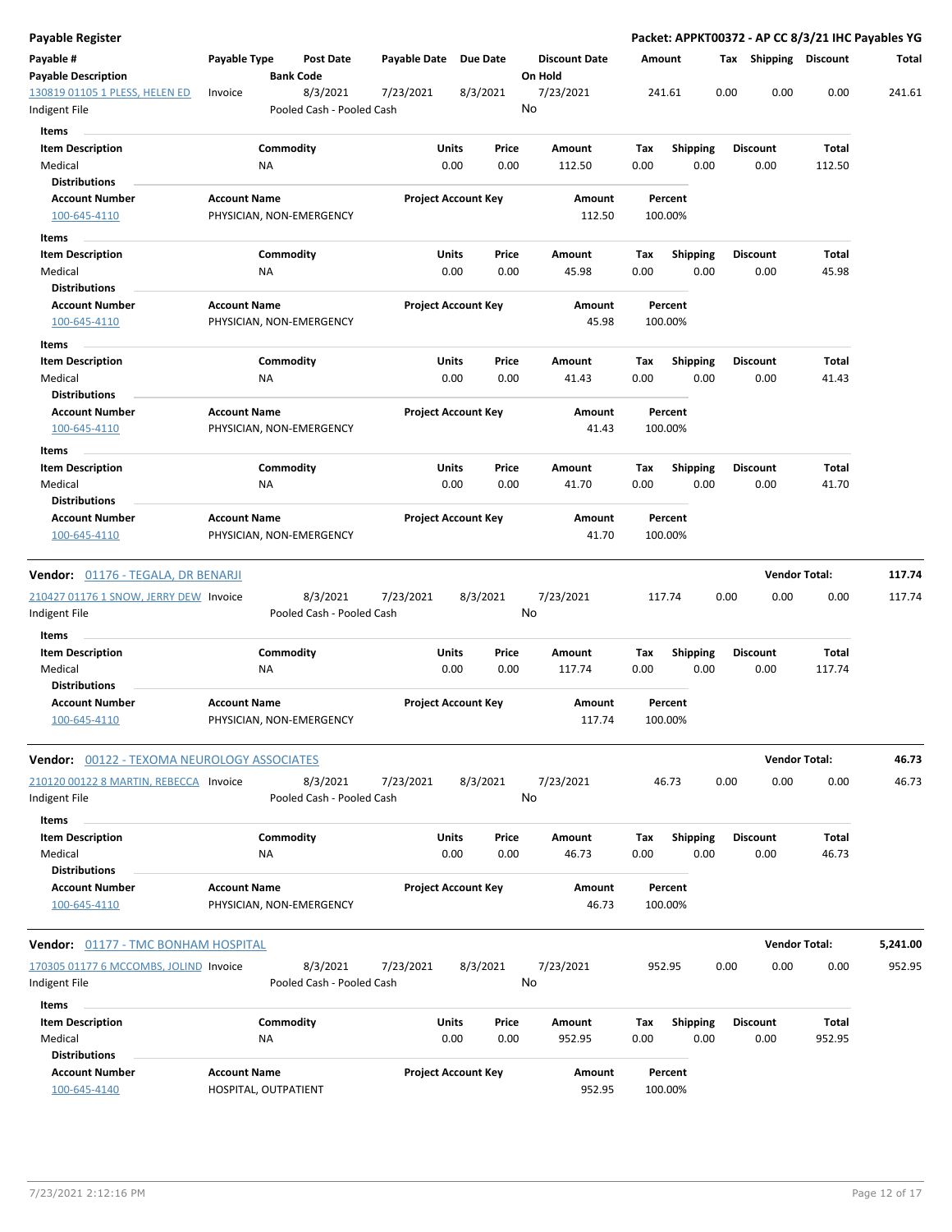**Payable Register** — **Packet: APPKT00372 - AP CC 8/3/21 IHC Payables YG**

| Payable # / Payable Description | Payable Type | Post Date / Bank Code | Payable Date | Due Date | Discount Date / On Hold | Amount | Tax | Shipping | Discount | Total |
|---|---|---|---|---|---|---|---|---|---|---|
| 130819 01105 1 PLESS, HELEN ED / Indigent File | Invoice | 8/3/2021 / Pooled Cash - Pooled Cash | 7/23/2021 | 8/3/2021 | 7/23/2021 / No | 241.61 | 0.00 | 0.00 | 0.00 | 241.61 |

**Items**

| Item Description | Commodity | Units | Price | Amount | Tax | Shipping | Discount | Total |
|---|---|---|---|---|---|---|---|---|
| Medical | NA | 0.00 | 0.00 | 112.50 | 0.00 | 0.00 | 0.00 | 112.50 |

**Distributions**

| Account Number | Account Name | Project Account Key | Amount | Percent |
|---|---|---|---|---|
| 100-645-4110 | PHYSICIAN, NON-EMERGENCY | | 112.50 | 100.00% |

**Items**

| Item Description | Commodity | Units | Price | Amount | Tax | Shipping | Discount | Total |
|---|---|---|---|---|---|---|---|---|
| Medical | NA | 0.00 | 0.00 | 45.98 | 0.00 | 0.00 | 0.00 | 45.98 |

**Distributions**

| Account Number | Account Name | Project Account Key | Amount | Percent |
|---|---|---|---|---|
| 100-645-4110 | PHYSICIAN, NON-EMERGENCY | | 45.98 | 100.00% |

**Items**

| Item Description | Commodity | Units | Price | Amount | Tax | Shipping | Discount | Total |
|---|---|---|---|---|---|---|---|---|
| Medical | NA | 0.00 | 0.00 | 41.43 | 0.00 | 0.00 | 0.00 | 41.43 |

**Distributions**

| Account Number | Account Name | Project Account Key | Amount | Percent |
|---|---|---|---|---|
| 100-645-4110 | PHYSICIAN, NON-EMERGENCY | | 41.43 | 100.00% |

**Items**

| Item Description | Commodity | Units | Price | Amount | Tax | Shipping | Discount | Total |
|---|---|---|---|---|---|---|---|---|
| Medical | NA | 0.00 | 0.00 | 41.70 | 0.00 | 0.00 | 0.00 | 41.70 |

**Distributions**

| Account Number | Account Name | Project Account Key | Amount | Percent |
|---|---|---|---|---|
| 100-645-4110 | PHYSICIAN, NON-EMERGENCY | | 41.70 | 100.00% |

---

**Vendor: 01176 - TEGALA, DR BENARJI** — **Vendor Total: 117.74**

| Payable # / Payable Description | Payable Type | Post Date / Bank Code | Payable Date | Due Date | Discount Date / On Hold | Amount | Tax | Shipping | Discount | Total |
|---|---|---|---|---|---|---|---|---|---|---|
| 210427 01176 1 SNOW, JERRY DEW / Indigent File | Invoice | 8/3/2021 / Pooled Cash - Pooled Cash | 7/23/2021 | 8/3/2021 | 7/23/2021 / No | 117.74 | 0.00 | 0.00 | 0.00 | 117.74 |

**Items**

| Item Description | Commodity | Units | Price | Amount | Tax | Shipping | Discount | Total |
|---|---|---|---|---|---|---|---|---|
| Medical | NA | 0.00 | 0.00 | 117.74 | 0.00 | 0.00 | 0.00 | 117.74 |

**Distributions**

| Account Number | Account Name | Project Account Key | Amount | Percent |
|---|---|---|---|---|
| 100-645-4110 | PHYSICIAN, NON-EMERGENCY | | 117.74 | 100.00% |

---

**Vendor: 00122 - TEXOMA NEUROLOGY ASSOCIATES** — **Vendor Total: 46.73**

| Payable # / Payable Description | Payable Type | Post Date / Bank Code | Payable Date | Due Date | Discount Date / On Hold | Amount | Tax | Shipping | Discount | Total |
|---|---|---|---|---|---|---|---|---|---|---|
| 210120 00122 8 MARTIN, REBECCA / Indigent File | Invoice | 8/3/2021 / Pooled Cash - Pooled Cash | 7/23/2021 | 8/3/2021 | 7/23/2021 / No | 46.73 | 0.00 | 0.00 | 0.00 | 46.73 |

**Items**

| Item Description | Commodity | Units | Price | Amount | Tax | Shipping | Discount | Total |
|---|---|---|---|---|---|---|---|---|
| Medical | NA | 0.00 | 0.00 | 46.73 | 0.00 | 0.00 | 0.00 | 46.73 |

**Distributions**

| Account Number | Account Name | Project Account Key | Amount | Percent |
|---|---|---|---|---|
| 100-645-4110 | PHYSICIAN, NON-EMERGENCY | | 46.73 | 100.00% |

---

**Vendor: 01177 - TMC BONHAM HOSPITAL** — **Vendor Total: 5,241.00**

| Payable # / Payable Description | Payable Type | Post Date / Bank Code | Payable Date | Due Date | Discount Date / On Hold | Amount | Tax | Shipping | Discount | Total |
|---|---|---|---|---|---|---|---|---|---|---|
| 170305 01177 6 MCCOMBS, JOLIND / Indigent File | Invoice | 8/3/2021 / Pooled Cash - Pooled Cash | 7/23/2021 | 8/3/2021 | 7/23/2021 / No | 952.95 | 0.00 | 0.00 | 0.00 | 952.95 |

**Items**

| Item Description | Commodity | Units | Price | Amount | Tax | Shipping | Discount | Total |
|---|---|---|---|---|---|---|---|---|
| Medical | NA | 0.00 | 0.00 | 952.95 | 0.00 | 0.00 | 0.00 | 952.95 |

**Distributions**

| Account Number | Account Name | Project Account Key | Amount | Percent |
|---|---|---|---|---|
| 100-645-4140 | HOSPITAL, OUTPATIENT | | 952.95 | 100.00% |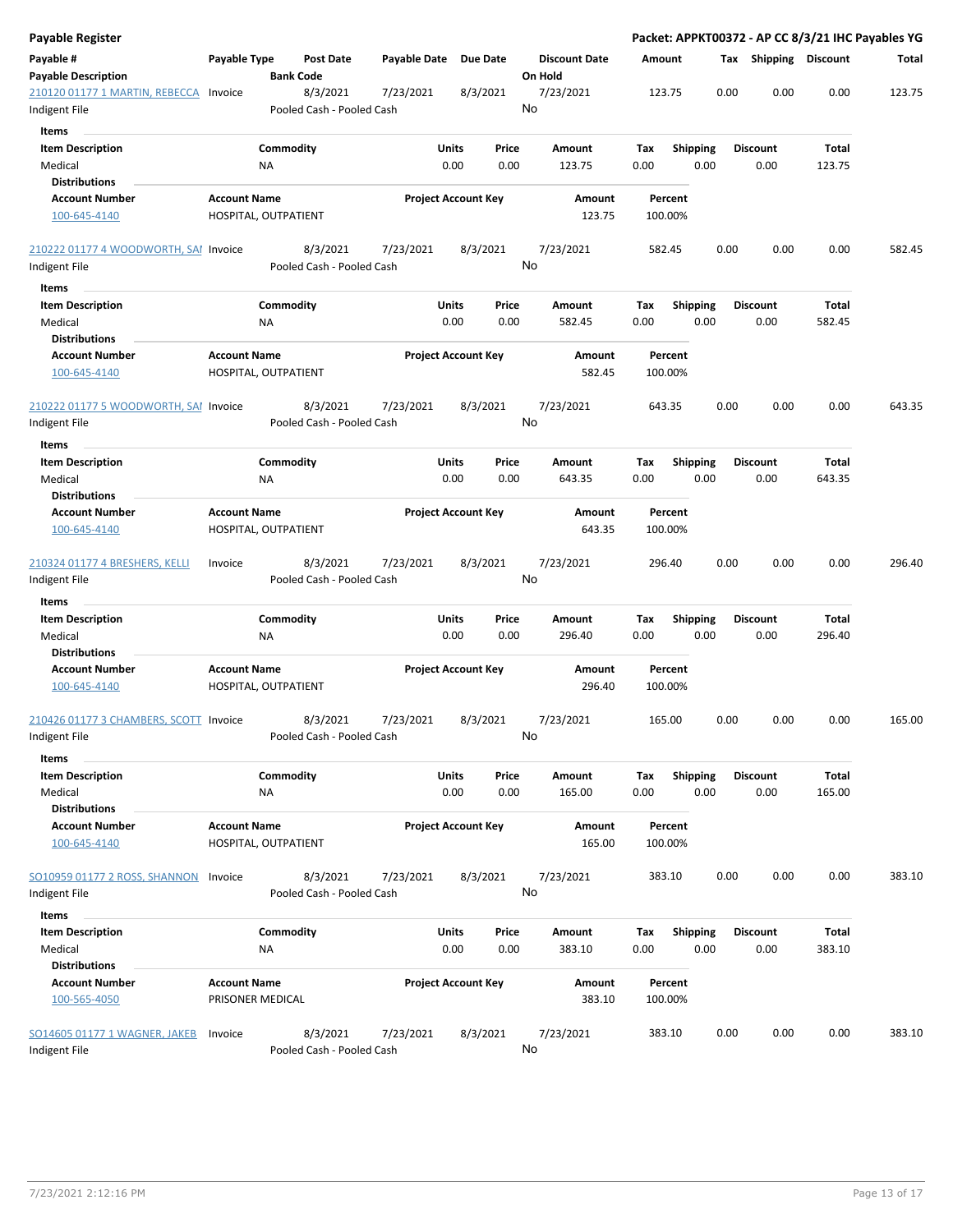**Payable Register**

**Packet: APPKT00372 - AP CC 8/3/21 IHC Payables YG**

| Payable # | Payable Type | Post Date | Payable Date | Due Date | Discount Date | Amount | Tax | Shipping | Discount | Total |
|---|---|---|---|---|---|---|---|---|---|---|
| **Payable Description** | | **Bank Code** | | | **On Hold** | | | | | |

**210120 01177 1 MARTIN, REBECCA** | Invoice | 8/3/2021 | 7/23/2021 | 8/3/2021 | 7/23/2021 | 123.75 | 0.00 | 0.00 | 0.00 | 123.75

Indigent File | Pooled Cash - Pooled Cash | On Hold: No

**Items**

| Item Description | Commodity | Units | Price | Amount | Tax | Shipping | Discount | Total |
|---|---|---|---|---|---|---|---|---|
| Medical | NA | 0.00 | 0.00 | 123.75 | 0.00 | 0.00 | 0.00 | 123.75 |

**Distributions**

| Account Number | Account Name | Project Account Key | Amount | Percent |
|---|---|---|---|---|
| 100-645-4140 | HOSPITAL, OUTPATIENT | | 123.75 | 100.00% |

**210222 01177 4 WOODWORTH, SAI** | Invoice | 8/3/2021 | 7/23/2021 | 8/3/2021 | 7/23/2021 | 582.45 | 0.00 | 0.00 | 0.00 | 582.45

Indigent File | Pooled Cash - Pooled Cash | On Hold: No

**Items**

| Item Description | Commodity | Units | Price | Amount | Tax | Shipping | Discount | Total |
|---|---|---|---|---|---|---|---|---|
| Medical | NA | 0.00 | 0.00 | 582.45 | 0.00 | 0.00 | 0.00 | 582.45 |

**Distributions**

| Account Number | Account Name | Project Account Key | Amount | Percent |
|---|---|---|---|---|
| 100-645-4140 | HOSPITAL, OUTPATIENT | | 582.45 | 100.00% |

**210222 01177 5 WOODWORTH, SAI** | Invoice | 8/3/2021 | 7/23/2021 | 8/3/2021 | 7/23/2021 | 643.35 | 0.00 | 0.00 | 0.00 | 643.35

Indigent File | Pooled Cash - Pooled Cash | On Hold: No

**Items**

| Item Description | Commodity | Units | Price | Amount | Tax | Shipping | Discount | Total |
|---|---|---|---|---|---|---|---|---|
| Medical | NA | 0.00 | 0.00 | 643.35 | 0.00 | 0.00 | 0.00 | 643.35 |

**Distributions**

| Account Number | Account Name | Project Account Key | Amount | Percent |
|---|---|---|---|---|
| 100-645-4140 | HOSPITAL, OUTPATIENT | | 643.35 | 100.00% |

**210324 01177 4 BRESHERS, KELLI** | Invoice | 8/3/2021 | 7/23/2021 | 8/3/2021 | 7/23/2021 | 296.40 | 0.00 | 0.00 | 0.00 | 296.40

Indigent File | Pooled Cash - Pooled Cash | On Hold: No

**Items**

| Item Description | Commodity | Units | Price | Amount | Tax | Shipping | Discount | Total |
|---|---|---|---|---|---|---|---|---|
| Medical | NA | 0.00 | 0.00 | 296.40 | 0.00 | 0.00 | 0.00 | 296.40 |

**Distributions**

| Account Number | Account Name | Project Account Key | Amount | Percent |
|---|---|---|---|---|
| 100-645-4140 | HOSPITAL, OUTPATIENT | | 296.40 | 100.00% |

**210426 01177 3 CHAMBERS, SCOTT** | Invoice | 8/3/2021 | 7/23/2021 | 8/3/2021 | 7/23/2021 | 165.00 | 0.00 | 0.00 | 0.00 | 165.00

Indigent File | Pooled Cash - Pooled Cash | On Hold: No

**Items**

| Item Description | Commodity | Units | Price | Amount | Tax | Shipping | Discount | Total |
|---|---|---|---|---|---|---|---|---|
| Medical | NA | 0.00 | 0.00 | 165.00 | 0.00 | 0.00 | 0.00 | 165.00 |

**Distributions**

| Account Number | Account Name | Project Account Key | Amount | Percent |
|---|---|---|---|---|
| 100-645-4140 | HOSPITAL, OUTPATIENT | | 165.00 | 100.00% |

**SO10959 01177 2 ROSS, SHANNON** | Invoice | 8/3/2021 | 7/23/2021 | 8/3/2021 | 7/23/2021 | 383.10 | 0.00 | 0.00 | 0.00 | 383.10

Indigent File | Pooled Cash - Pooled Cash | On Hold: No

**Items**

| Item Description | Commodity | Units | Price | Amount | Tax | Shipping | Discount | Total |
|---|---|---|---|---|---|---|---|---|
| Medical | NA | 0.00 | 0.00 | 383.10 | 0.00 | 0.00 | 0.00 | 383.10 |

**Distributions**

| Account Number | Account Name | Project Account Key | Amount | Percent |
|---|---|---|---|---|
| 100-565-4050 | PRISONER MEDICAL | | 383.10 | 100.00% |

**SO14605 01177 1 WAGNER, JAKEB** | Invoice | 8/3/2021 | 7/23/2021 | 8/3/2021 | 7/23/2021 | 383.10 | 0.00 | 0.00 | 0.00 | 383.10

Indigent File | Pooled Cash - Pooled Cash | On Hold: No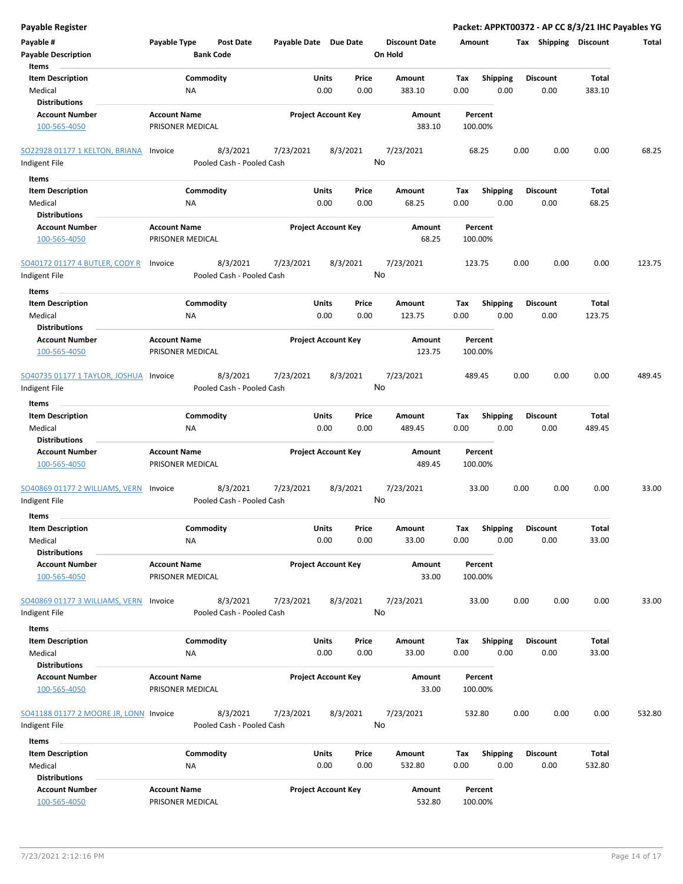**Payable Register** — **Packet: APPKT00372 - AP CC 8/3/21 IHC Payables YG**

| Payable # | Payable Type | Post Date | Payable Date | Due Date | Discount Date | Amount | Tax | Shipping | Discount | Total |
|---|---|---|---|---|---|---|---|---|---|---|
| **Payable Description** | | **Bank Code** | | | **On Hold** | | | | | |

**Items**

| Item Description | Commodity | Units | Price | Amount | Tax | Shipping | Discount | Total |
|---|---|---|---|---|---|---|---|---|
| Medical | NA | 0.00 | 0.00 | 383.10 | 0.00 | 0.00 | 0.00 | 383.10 |

**Distributions**

| Account Number | Account Name | Project Account Key | Amount | Percent |
|---|---|---|---|---|
| 100-565-4050 | PRISONER MEDICAL | | 383.10 | 100.00% |

| Payable # | Payable Type | Post Date | Payable Date | Due Date | Discount Date | Amount | Tax | Shipping | Discount | Total |
|---|---|---|---|---|---|---|---|---|---|---|
| SO22928 01177 1 KELTON, BRIANA | Invoice | 8/3/2021 | 7/23/2021 | 8/3/2021 | 7/23/2021 | 68.25 | 0.00 | 0.00 | 0.00 | 68.25 |
| Indigent File | | Pooled Cash - Pooled Cash | | | No | | | | | |

**Items**

| Item Description | Commodity | Units | Price | Amount | Tax | Shipping | Discount | Total |
|---|---|---|---|---|---|---|---|---|
| Medical | NA | 0.00 | 0.00 | 68.25 | 0.00 | 0.00 | 0.00 | 68.25 |

**Distributions**

| Account Number | Account Name | Project Account Key | Amount | Percent |
|---|---|---|---|---|
| 100-565-4050 | PRISONER MEDICAL | | 68.25 | 100.00% |

| Payable # | Payable Type | Post Date | Payable Date | Due Date | Discount Date | Amount | Tax | Shipping | Discount | Total |
|---|---|---|---|---|---|---|---|---|---|---|
| SO40172 01177 4 BUTLER, CODY R | Invoice | 8/3/2021 | 7/23/2021 | 8/3/2021 | 7/23/2021 | 123.75 | 0.00 | 0.00 | 0.00 | 123.75 |
| Indigent File | | Pooled Cash - Pooled Cash | | | No | | | | | |

**Items**

| Item Description | Commodity | Units | Price | Amount | Tax | Shipping | Discount | Total |
|---|---|---|---|---|---|---|---|---|
| Medical | NA | 0.00 | 0.00 | 123.75 | 0.00 | 0.00 | 0.00 | 123.75 |

**Distributions**

| Account Number | Account Name | Project Account Key | Amount | Percent |
|---|---|---|---|---|
| 100-565-4050 | PRISONER MEDICAL | | 123.75 | 100.00% |

| Payable # | Payable Type | Post Date | Payable Date | Due Date | Discount Date | Amount | Tax | Shipping | Discount | Total |
|---|---|---|---|---|---|---|---|---|---|---|
| SO40735 01177 1 TAYLOR, JOSHUA | Invoice | 8/3/2021 | 7/23/2021 | 8/3/2021 | 7/23/2021 | 489.45 | 0.00 | 0.00 | 0.00 | 489.45 |
| Indigent File | | Pooled Cash - Pooled Cash | | | No | | | | | |

**Items**

| Item Description | Commodity | Units | Price | Amount | Tax | Shipping | Discount | Total |
|---|---|---|---|---|---|---|---|---|
| Medical | NA | 0.00 | 0.00 | 489.45 | 0.00 | 0.00 | 0.00 | 489.45 |

**Distributions**

| Account Number | Account Name | Project Account Key | Amount | Percent |
|---|---|---|---|---|
| 100-565-4050 | PRISONER MEDICAL | | 489.45 | 100.00% |

| Payable # | Payable Type | Post Date | Payable Date | Due Date | Discount Date | Amount | Tax | Shipping | Discount | Total |
|---|---|---|---|---|---|---|---|---|---|---|
| SO40869 01177 2 WILLIAMS, VERN | Invoice | 8/3/2021 | 7/23/2021 | 8/3/2021 | 7/23/2021 | 33.00 | 0.00 | 0.00 | 0.00 | 33.00 |
| Indigent File | | Pooled Cash - Pooled Cash | | | No | | | | | |

**Items**

| Item Description | Commodity | Units | Price | Amount | Tax | Shipping | Discount | Total |
|---|---|---|---|---|---|---|---|---|
| Medical | NA | 0.00 | 0.00 | 33.00 | 0.00 | 0.00 | 0.00 | 33.00 |

**Distributions**

| Account Number | Account Name | Project Account Key | Amount | Percent |
|---|---|---|---|---|
| 100-565-4050 | PRISONER MEDICAL | | 33.00 | 100.00% |

| Payable # | Payable Type | Post Date | Payable Date | Due Date | Discount Date | Amount | Tax | Shipping | Discount | Total |
|---|---|---|---|---|---|---|---|---|---|---|
| SO40869 01177 3 WILLIAMS, VERN | Invoice | 8/3/2021 | 7/23/2021 | 8/3/2021 | 7/23/2021 | 33.00 | 0.00 | 0.00 | 0.00 | 33.00 |
| Indigent File | | Pooled Cash - Pooled Cash | | | No | | | | | |

**Items**

| Item Description | Commodity | Units | Price | Amount | Tax | Shipping | Discount | Total |
|---|---|---|---|---|---|---|---|---|
| Medical | NA | 0.00 | 0.00 | 33.00 | 0.00 | 0.00 | 0.00 | 33.00 |

**Distributions**

| Account Number | Account Name | Project Account Key | Amount | Percent |
|---|---|---|---|---|
| 100-565-4050 | PRISONER MEDICAL | | 33.00 | 100.00% |

| Payable # | Payable Type | Post Date | Payable Date | Due Date | Discount Date | Amount | Tax | Shipping | Discount | Total |
|---|---|---|---|---|---|---|---|---|---|---|
| SO41188 01177 2 MOORE JR, LONN | Invoice | 8/3/2021 | 7/23/2021 | 8/3/2021 | 7/23/2021 | 532.80 | 0.00 | 0.00 | 0.00 | 532.80 |
| Indigent File | | Pooled Cash - Pooled Cash | | | No | | | | | |

**Items**

| Item Description | Commodity | Units | Price | Amount | Tax | Shipping | Discount | Total |
|---|---|---|---|---|---|---|---|---|
| Medical | NA | 0.00 | 0.00 | 532.80 | 0.00 | 0.00 | 0.00 | 532.80 |

**Distributions**

| Account Number | Account Name | Project Account Key | Amount | Percent |
|---|---|---|---|---|
| 100-565-4050 | PRISONER MEDICAL | | 532.80 | 100.00% |

7/23/2021 2:12:16 PM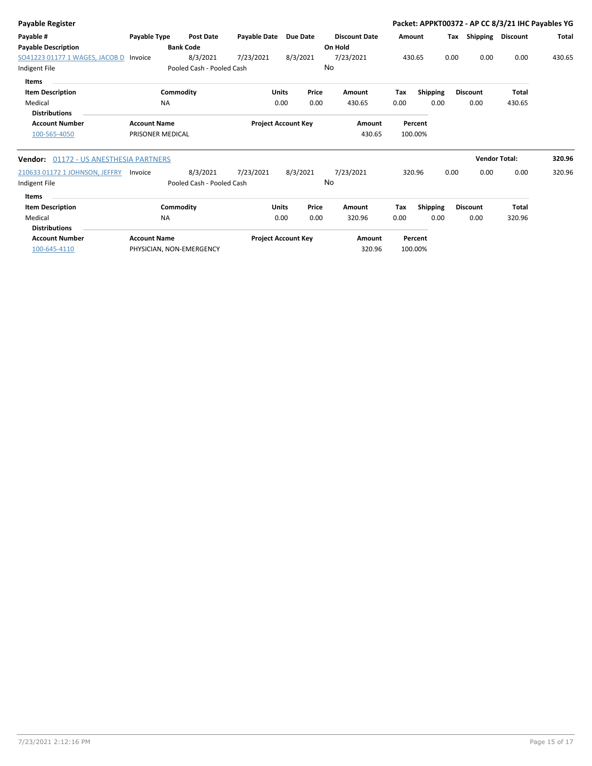**Payable Register** — **Packet: APPKT00372 - AP CC 8/3/21 IHC Payables YG**

| Payable # / Payable Description | Payable Type | Post Date / Bank Code | Payable Date | Due Date | Discount Date / On Hold | Amount | Tax | Shipping | Discount | Total |
|---|---|---|---|---|---|---|---|---|---|---|
| SO41223 01177 1 WAGES, JACOB D | Invoice | 8/3/2021 | 7/23/2021 | 8/3/2021 | 7/23/2021 | 430.65 | 0.00 | 0.00 | 0.00 | 430.65 |
| Indigent File | | Pooled Cash - Pooled Cash | | | No | | | | | |

**Items**

| Item Description | Commodity | Units | Price | Amount | Tax | Shipping | Discount | Total |
|---|---|---|---|---|---|---|---|---|
| Medical | NA | 0.00 | 0.00 | 430.65 | 0.00 | 0.00 | 0.00 | 430.65 |

**Distributions**

| Account Number | Account Name | Project Account Key | Amount | Percent |
|---|---|---|---|---|
| 100-565-4050 | PRISONER MEDICAL | | 430.65 | 100.00% |

**Vendor:** 01172 - US ANESTHESIA PARTNERS — **Vendor Total:** **320.96**

| Payable # / Payable Description | Payable Type | Post Date / Bank Code | Payable Date | Due Date | Discount Date / On Hold | Amount | Tax | Shipping | Discount | Total |
|---|---|---|---|---|---|---|---|---|---|---|
| 210633 01172 1 JOHNSON, JEFFRY | Invoice | 8/3/2021 | 7/23/2021 | 8/3/2021 | 7/23/2021 | 320.96 | 0.00 | 0.00 | 0.00 | 320.96 |
| Indigent File | | Pooled Cash - Pooled Cash | | | No | | | | | |

**Items**

| Item Description | Commodity | Units | Price | Amount | Tax | Shipping | Discount | Total |
|---|---|---|---|---|---|---|---|---|
| Medical | NA | 0.00 | 0.00 | 320.96 | 0.00 | 0.00 | 0.00 | 320.96 |

**Distributions**

| Account Number | Account Name | Project Account Key | Amount | Percent |
|---|---|---|---|---|
| 100-645-4110 | PHYSICIAN, NON-EMERGENCY | | 320.96 | 100.00% |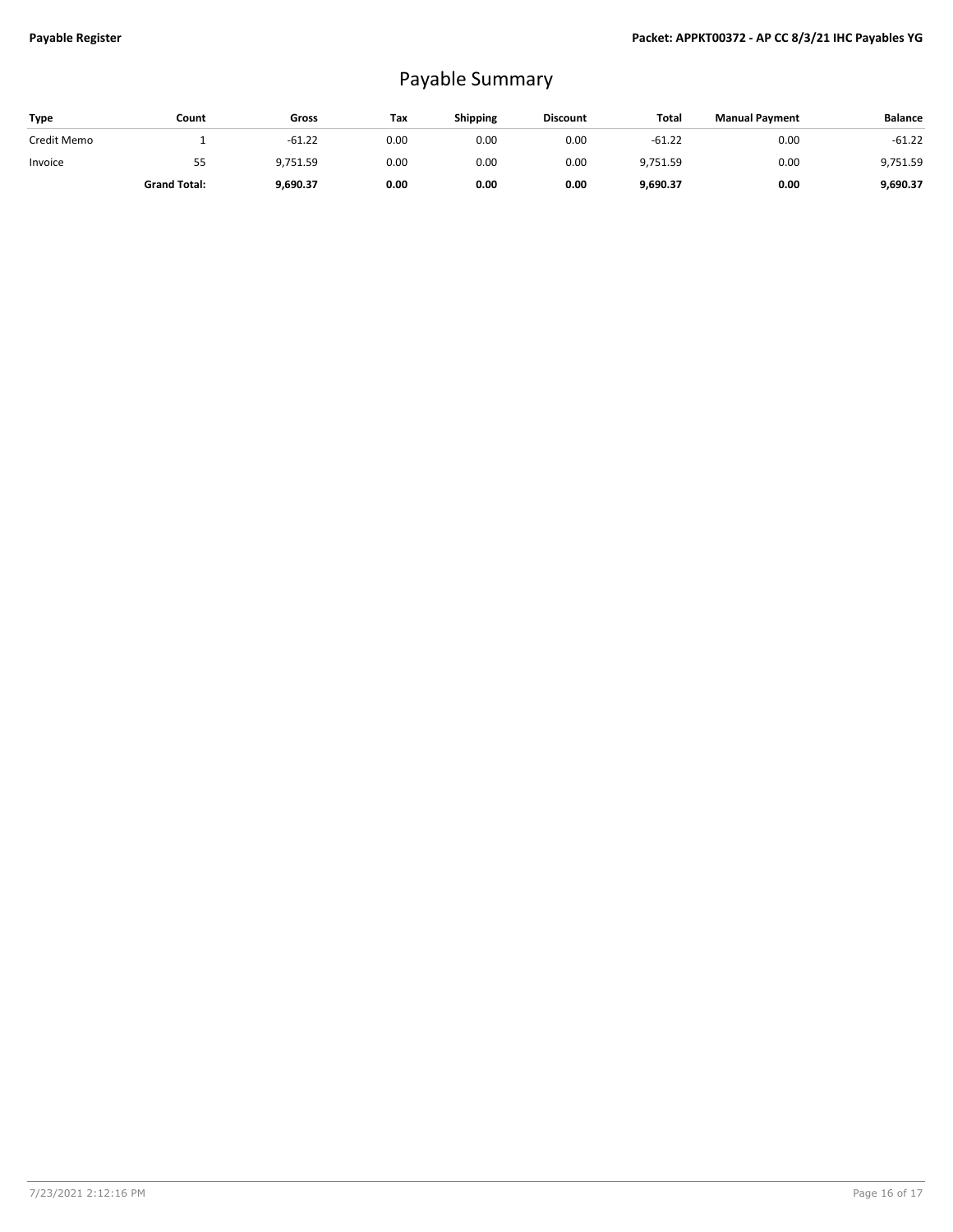# Payable Summary

| Type | Count | Gross | Tax | Shipping | Discount | Total | Manual Payment | Balance |
|---|---|---|---|---|---|---|---|---|
| Credit Memo | 1 | -61.22 | 0.00 | 0.00 | 0.00 | -61.22 | 0.00 | -61.22 |
| Invoice | 55 | 9,751.59 | 0.00 | 0.00 | 0.00 | 9,751.59 | 0.00 | 9,751.59 |
| | **Grand Total:** | **9,690.37** | **0.00** | **0.00** | **0.00** | **9,690.37** | **0.00** | **9,690.37** |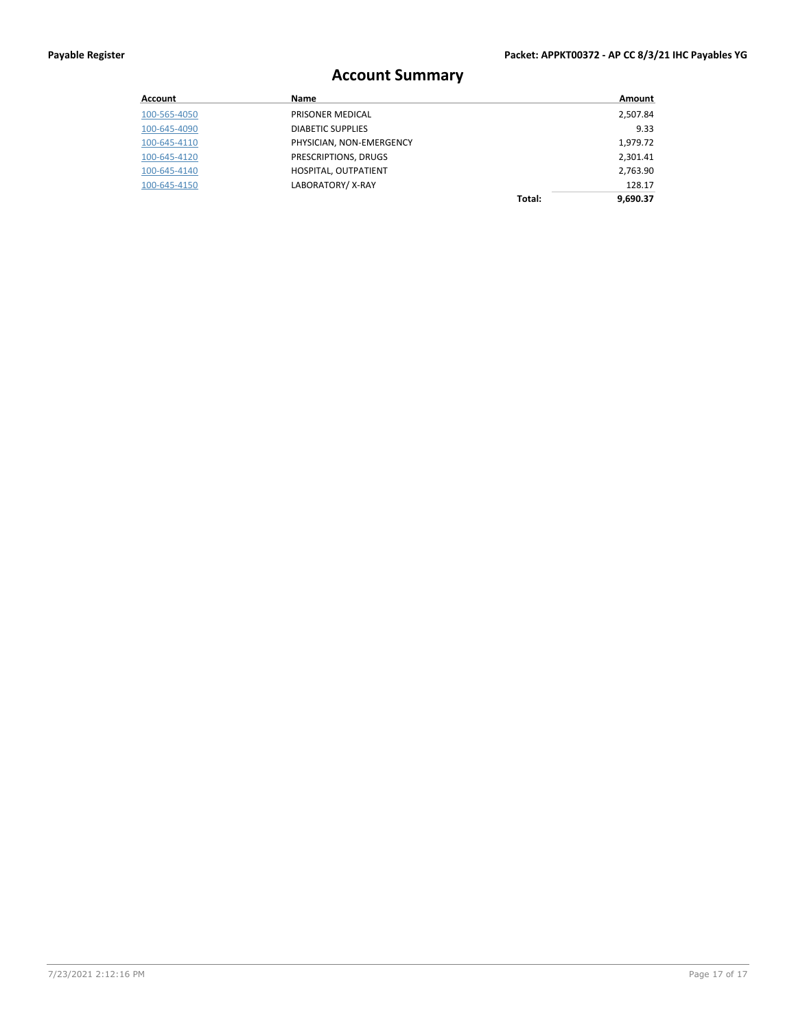# Account Summary

| Account | Name | | Amount |
|---|---|---|---|
| 100-565-4050 | PRISONER MEDICAL | | 2,507.84 |
| 100-645-4090 | DIABETIC SUPPLIES | | 9.33 |
| 100-645-4110 | PHYSICIAN, NON-EMERGENCY | | 1,979.72 |
| 100-645-4120 | PRESCRIPTIONS, DRUGS | | 2,301.41 |
| 100-645-4140 | HOSPITAL, OUTPATIENT | | 2,763.90 |
| 100-645-4150 | LABORATORY/ X-RAY | | 128.17 |
| | | **Total:** | **9,690.37** |